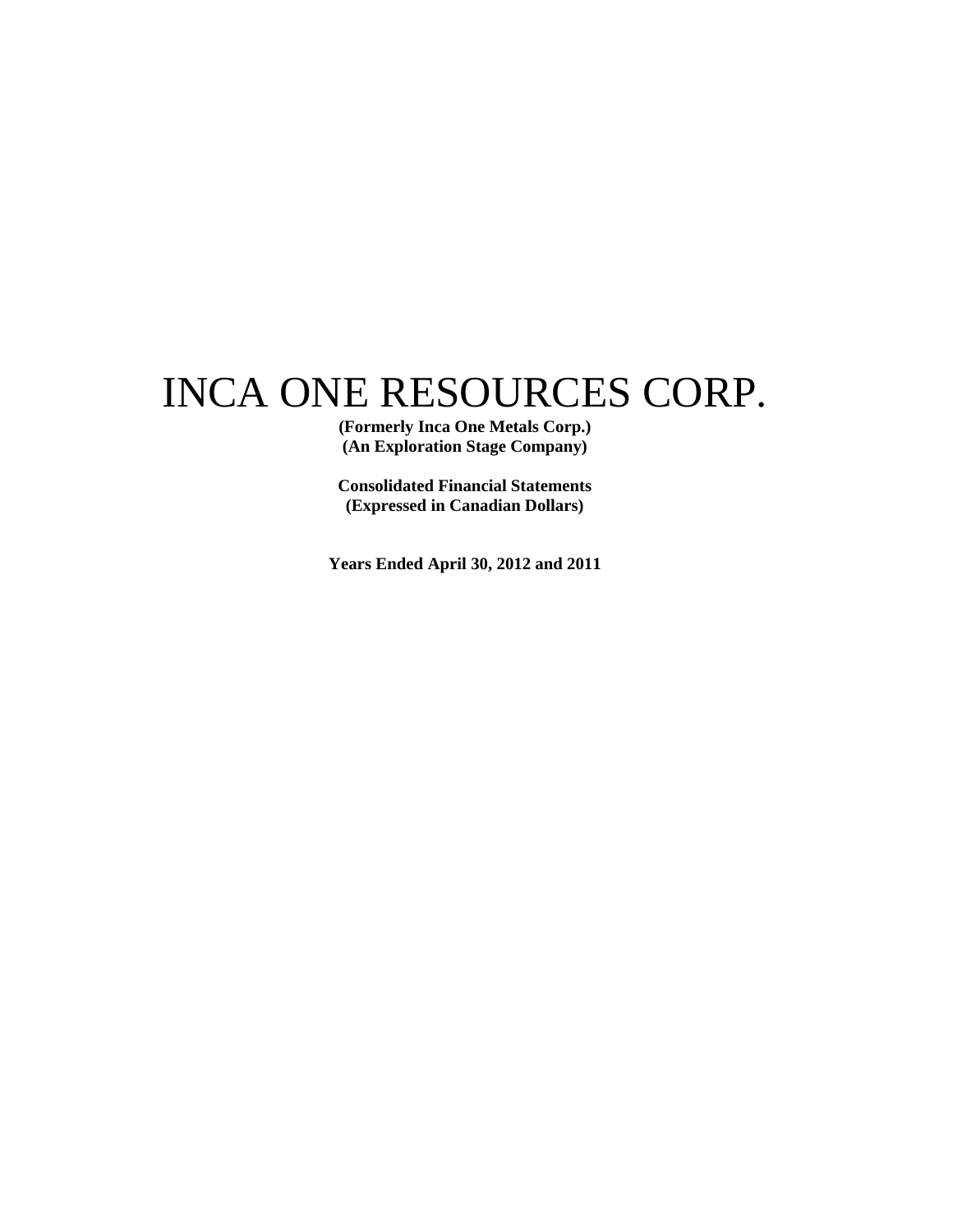# INCA ONE RESOURCES CORP.

**(Formerly Inca One Metals Corp.)**
**(An Exploration Stage Company)**

**Consolidated Financial Statements**
**(Expressed in Canadian Dollars)**

**Years Ended April 30, 2012 and 2011**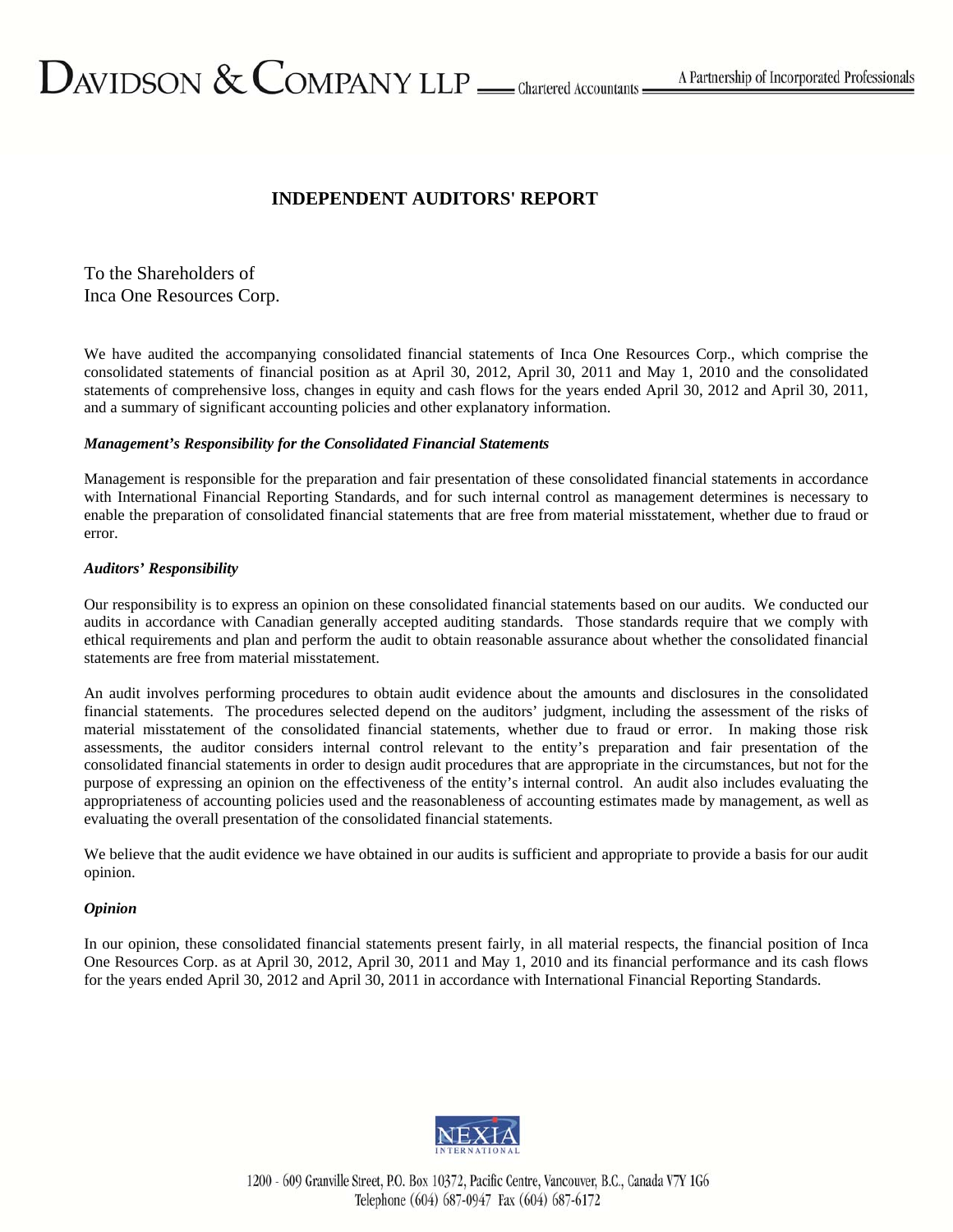DAVIDSON & COMPANY LLP Chartered Accountants A Partnership of Incorporated Professionals

# INDEPENDENT AUDITORS' REPORT

To the Shareholders of
Inca One Resources Corp.

We have audited the accompanying consolidated financial statements of Inca One Resources Corp., which comprise the consolidated statements of financial position as at April 30, 2012, April 30, 2011 and May 1, 2010 and the consolidated statements of comprehensive loss, changes in equity and cash flows for the years ended April 30, 2012 and April 30, 2011, and a summary of significant accounting policies and other explanatory information.

***Management's Responsibility for the Consolidated Financial Statements***

Management is responsible for the preparation and fair presentation of these consolidated financial statements in accordance with International Financial Reporting Standards, and for such internal control as management determines is necessary to enable the preparation of consolidated financial statements that are free from material misstatement, whether due to fraud or error.

***Auditors' Responsibility***

Our responsibility is to express an opinion on these consolidated financial statements based on our audits. We conducted our audits in accordance with Canadian generally accepted auditing standards. Those standards require that we comply with ethical requirements and plan and perform the audit to obtain reasonable assurance about whether the consolidated financial statements are free from material misstatement.

An audit involves performing procedures to obtain audit evidence about the amounts and disclosures in the consolidated financial statements. The procedures selected depend on the auditors' judgment, including the assessment of the risks of material misstatement of the consolidated financial statements, whether due to fraud or error. In making those risk assessments, the auditor considers internal control relevant to the entity's preparation and fair presentation of the consolidated financial statements in order to design audit procedures that are appropriate in the circumstances, but not for the purpose of expressing an opinion on the effectiveness of the entity's internal control. An audit also includes evaluating the appropriateness of accounting policies used and the reasonableness of accounting estimates made by management, as well as evaluating the overall presentation of the consolidated financial statements.

We believe that the audit evidence we have obtained in our audits is sufficient and appropriate to provide a basis for our audit opinion.

***Opinion***

In our opinion, these consolidated financial statements present fairly, in all material respects, the financial position of Inca One Resources Corp. as at April 30, 2012, April 30, 2011 and May 1, 2010 and its financial performance and its cash flows for the years ended April 30, 2012 and April 30, 2011 in accordance with International Financial Reporting Standards.

NEXIA INTERNATIONAL

1200 - 609 Granville Street, P.O. Box 10372, Pacific Centre, Vancouver, B.C., Canada V7Y 1G6
Telephone (604) 687-0947 Fax (604) 687-6172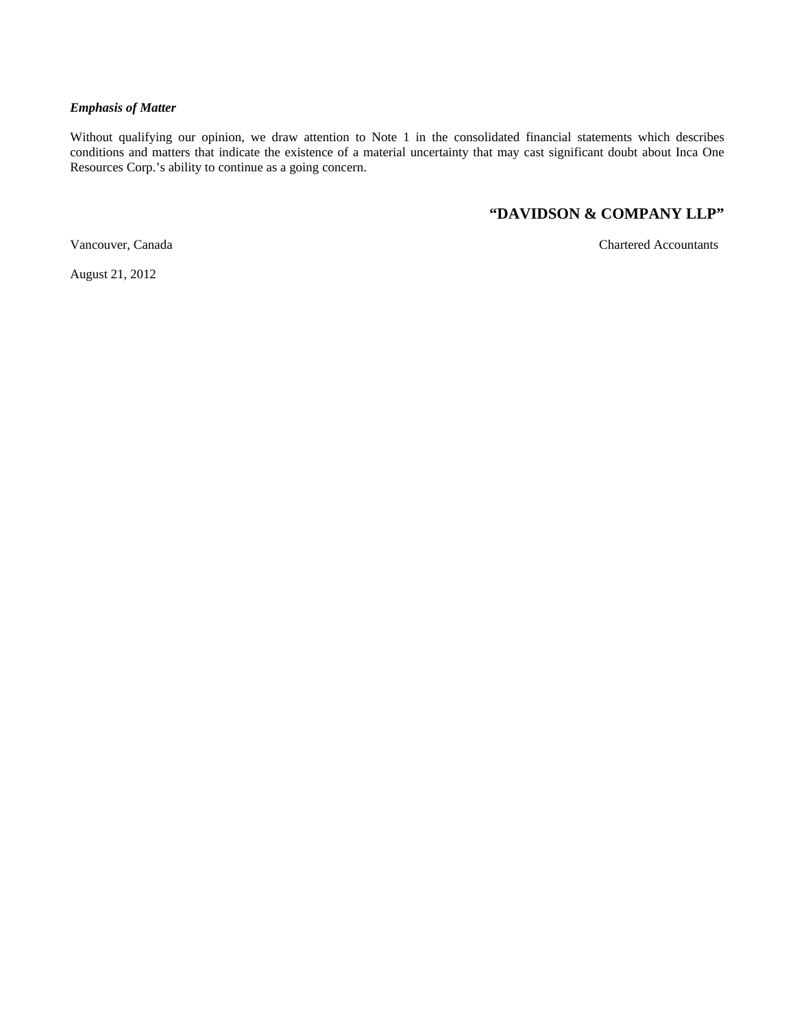***Emphasis of Matter***

Without qualifying our opinion, we draw attention to Note 1 in the consolidated financial statements which describes conditions and matters that indicate the existence of a material uncertainty that may cast significant doubt about Inca One Resources Corp.'s ability to continue as a going concern.

**"DAVIDSON & COMPANY LLP"**

Vancouver, Canada — Chartered Accountants

August 21, 2012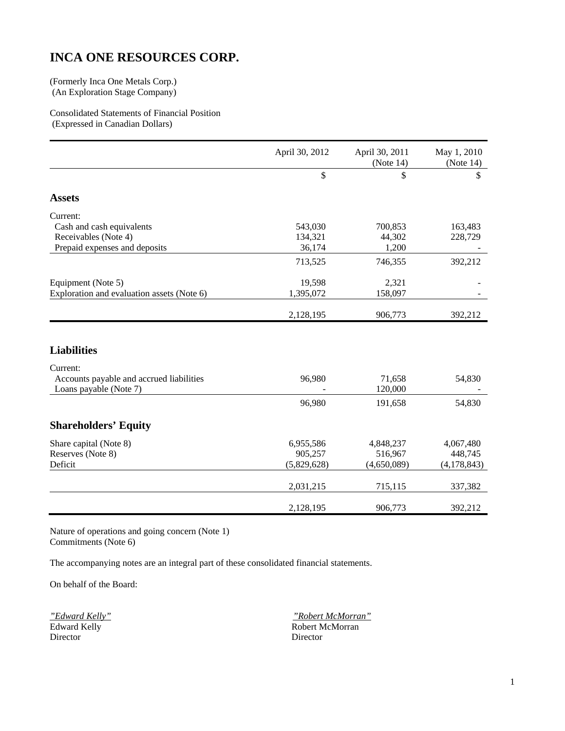# INCA ONE RESOURCES CORP.

(Formerly Inca One Metals Corp.)
(An Exploration Stage Company)

Consolidated Statements of Financial Position
(Expressed in Canadian Dollars)

| | April 30, 2012 | April 30, 2011 (Note 14) | May 1, 2010 (Note 14) |
|---|---|---|---|
| | $ | $ | $ |
| **Assets** | | | |
| Current: | | | |
| Cash and cash equivalents | 543,030 | 700,853 | 163,483 |
| Receivables (Note 4) | 134,321 | 44,302 | 228,729 |
| Prepaid expenses and deposits | 36,174 | 1,200 | - |
| | 713,525 | 746,355 | 392,212 |
| Equipment (Note 5) | 19,598 | 2,321 | - |
| Exploration and evaluation assets (Note 6) | 1,395,072 | 158,097 | - |
| | 2,128,195 | 906,773 | 392,212 |
| **Liabilities** | | | |
| Current: | | | |
| Accounts payable and accrued liabilities | 96,980 | 71,658 | 54,830 |
| Loans payable (Note 7) | - | 120,000 | - |
| | 96,980 | 191,658 | 54,830 |
| **Shareholders' Equity** | | | |
| Share capital (Note 8) | 6,955,586 | 4,848,237 | 4,067,480 |
| Reserves (Note 8) | 905,257 | 516,967 | 448,745 |
| Deficit | (5,829,628) | (4,650,089) | (4,178,843) |
| | 2,031,215 | 715,115 | 337,382 |
| | 2,128,195 | 906,773 | 392,212 |

Nature of operations and going concern (Note 1)
Commitments (Note 6)

The accompanying notes are an integral part of these consolidated financial statements.

On behalf of the Board:

*"Edward Kelly"*
Edward Kelly
Director

*"Robert McMorran"*
Robert McMorran
Director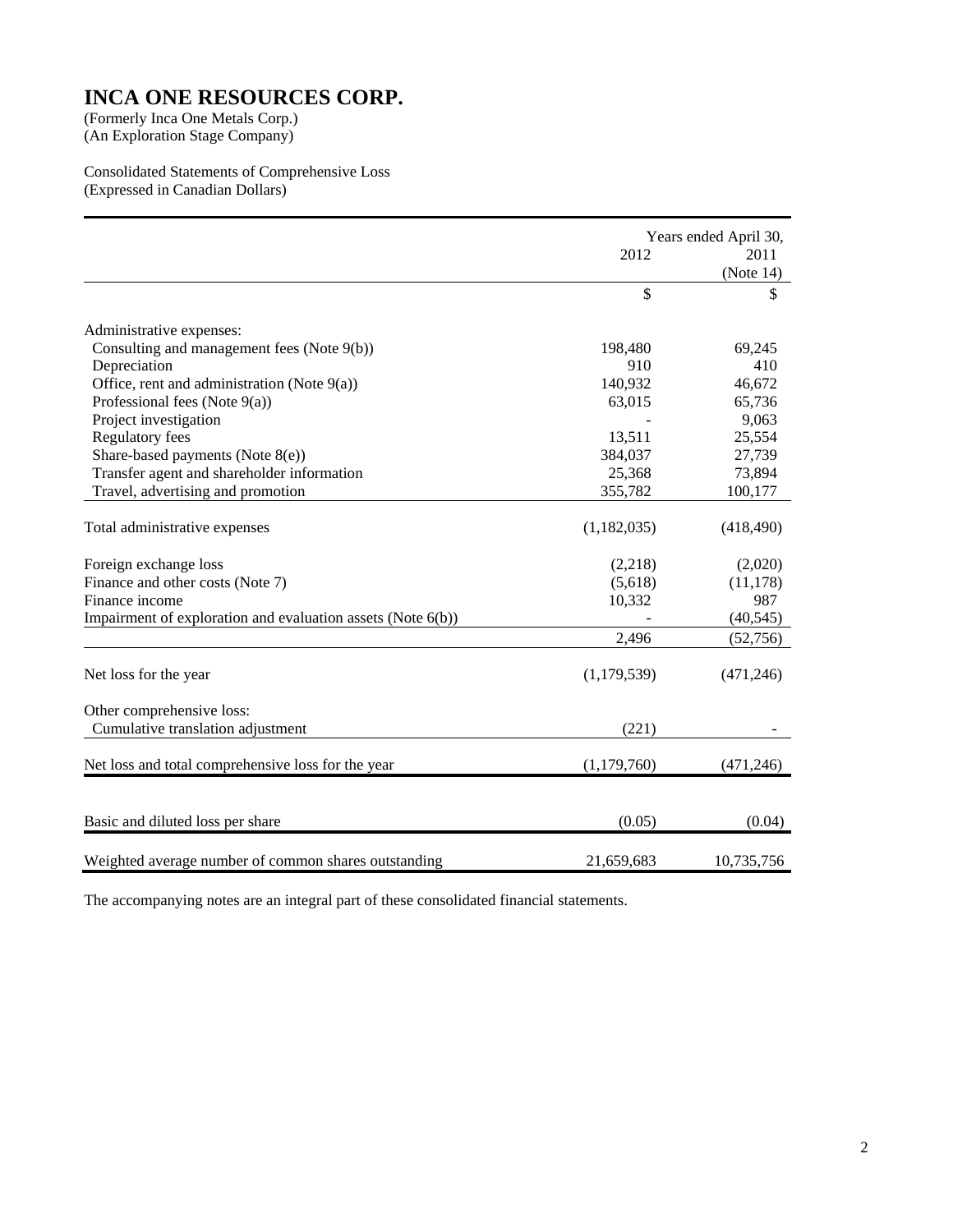# INCA ONE RESOURCES CORP.

(Formerly Inca One Metals Corp.)
(An Exploration Stage Company)

Consolidated Statements of Comprehensive Loss
(Expressed in Canadian Dollars)

| | Years ended April 30, 2012 | 2011 (Note 14) |
|---|---|---|
| | $ | $ |
| Administrative expenses: | | |
| Consulting and management fees (Note 9(b)) | 198,480 | 69,245 |
| Depreciation | 910 | 410 |
| Office, rent and administration (Note 9(a)) | 140,932 | 46,672 |
| Professional fees (Note 9(a)) | 63,015 | 65,736 |
| Project investigation | - | 9,063 |
| Regulatory fees | 13,511 | 25,554 |
| Share-based payments (Note 8(e)) | 384,037 | 27,739 |
| Transfer agent and shareholder information | 25,368 | 73,894 |
| Travel, advertising and promotion | 355,782 | 100,177 |
| Total administrative expenses | (1,182,035) | (418,490) |
| Foreign exchange loss | (2,218) | (2,020) |
| Finance and other costs (Note 7) | (5,618) | (11,178) |
| Finance income | 10,332 | 987 |
| Impairment of exploration and evaluation assets (Note 6(b)) | - | (40,545) |
| | 2,496 | (52,756) |
| Net loss for the year | (1,179,539) | (471,246) |
| Other comprehensive loss: | | |
| Cumulative translation adjustment | (221) | - |
| Net loss and total comprehensive loss for the year | (1,179,760) | (471,246) |
| Basic and diluted loss per share | (0.05) | (0.04) |
| Weighted average number of common shares outstanding | 21,659,683 | 10,735,756 |

The accompanying notes are an integral part of these consolidated financial statements.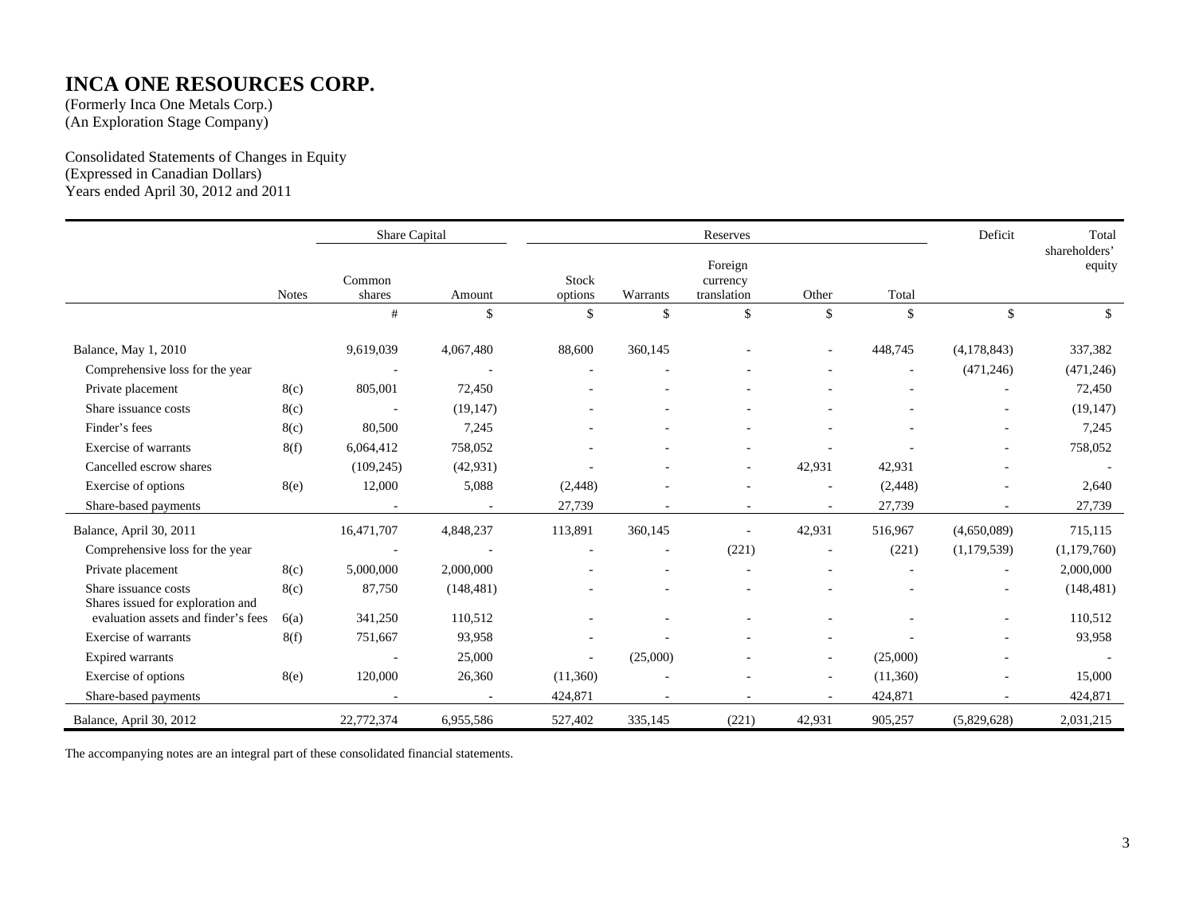# INCA ONE RESOURCES CORP.

(Formerly Inca One Metals Corp.)
(An Exploration Stage Company)

Consolidated Statements of Changes in Equity
(Expressed in Canadian Dollars)
Years ended April 30, 2012 and 2011

| | | Share Capital | | Reserves | | | | | Deficit | Total shareholders' equity |
|---|---|---|---|---|---|---|---|---|---|---|
| | Notes | Common shares | Amount | Stock options | Warrants | Foreign currency translation | Other | Total | | |
| | | # | $ | $ | $ | $ | $ | $ | $ | $ |
| Balance, May 1, 2010 | | 9,619,039 | 4,067,480 | 88,600 | 360,145 | - | - | 448,745 | (4,178,843) | 337,382 |
| Comprehensive loss for the year | | - | - | - | - | - | - | - | (471,246) | (471,246) |
| Private placement | 8(c) | 805,001 | 72,450 | - | - | - | - | - | - | 72,450 |
| Share issuance costs | 8(c) | - | (19,147) | - | - | - | - | - | - | (19,147) |
| Finder's fees | 8(c) | 80,500 | 7,245 | - | - | - | - | - | - | 7,245 |
| Exercise of warrants | 8(f) | 6,064,412 | 758,052 | - | - | - | - | - | - | 758,052 |
| Cancelled escrow shares | | (109,245) | (42,931) | - | - | - | 42,931 | 42,931 | - | - |
| Exercise of options | 8(e) | 12,000 | 5,088 | (2,448) | - | - | - | (2,448) | - | 2,640 |
| Share-based payments | | - | - | 27,739 | - | - | - | 27,739 | - | 27,739 |
| Balance, April 30, 2011 | | 16,471,707 | 4,848,237 | 113,891 | 360,145 | - | 42,931 | 516,967 | (4,650,089) | 715,115 |
| Comprehensive loss for the year | | - | - | - | - | (221) | - | (221) | (1,179,539) | (1,179,760) |
| Private placement | 8(c) | 5,000,000 | 2,000,000 | - | - | - | - | - | - | 2,000,000 |
| Share issuance costs | 8(c) | 87,750 | (148,481) | - | - | - | - | - | - | (148,481) |
| Shares issued for exploration and evaluation assets and finder's fees | 6(a) | 341,250 | 110,512 | - | - | - | - | - | - | 110,512 |
| Exercise of warrants | 8(f) | 751,667 | 93,958 | - | - | - | - | - | - | 93,958 |
| Expired warrants | | - | 25,000 | - | (25,000) | - | - | (25,000) | - | - |
| Exercise of options | 8(e) | 120,000 | 26,360 | (11,360) | - | - | - | (11,360) | - | 15,000 |
| Share-based payments | | - | - | 424,871 | - | - | - | 424,871 | - | 424,871 |
| Balance, April 30, 2012 | | 22,772,374 | 6,955,586 | 527,402 | 335,145 | (221) | 42,931 | 905,257 | (5,829,628) | 2,031,215 |

The accompanying notes are an integral part of these consolidated financial statements.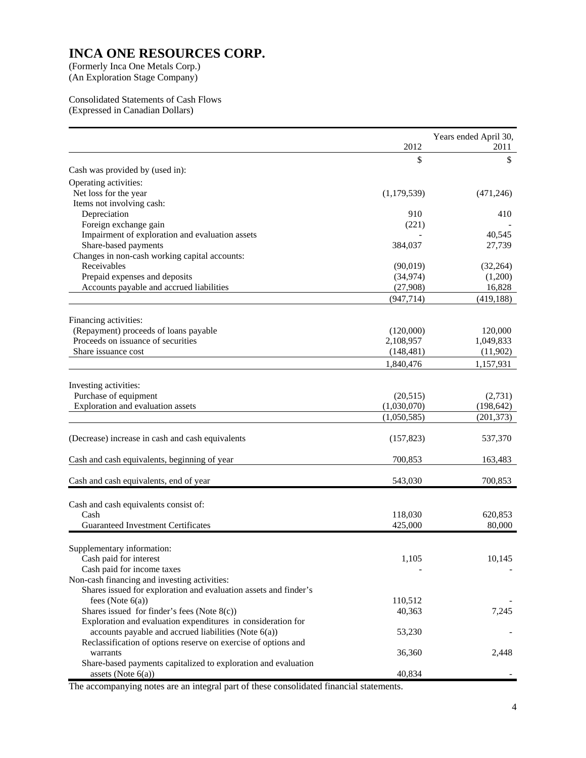# INCA ONE RESOURCES CORP.

(Formerly Inca One Metals Corp.)
(An Exploration Stage Company)

Consolidated Statements of Cash Flows
(Expressed in Canadian Dollars)

| | Years ended April 30, 2012 | 2011 |
|---|---|---|
| | $ | $ |
| Cash was provided by (used in): | | |
| Operating activities: | | |
| Net loss for the year | (1,179,539) | (471,246) |
| Items not involving cash: | | |
| Depreciation | 910 | 410 |
| Foreign exchange gain | (221) | - |
| Impairment of exploration and evaluation assets | - | 40,545 |
| Share-based payments | 384,037 | 27,739 |
| Changes in non-cash working capital accounts: | | |
| Receivables | (90,019) | (32,264) |
| Prepaid expenses and deposits | (34,974) | (1,200) |
| Accounts payable and accrued liabilities | (27,908) | 16,828 |
| | (947,714) | (419,188) |
| Financing activities: | | |
| (Repayment) proceeds of loans payable | (120,000) | 120,000 |
| Proceeds on issuance of securities | 2,108,957 | 1,049,833 |
| Share issuance cost | (148,481) | (11,902) |
| | 1,840,476 | 1,157,931 |
| Investing activities: | | |
| Purchase of equipment | (20,515) | (2,731) |
| Exploration and evaluation assets | (1,030,070) | (198,642) |
| | (1,050,585) | (201,373) |
| (Decrease) increase in cash and cash equivalents | (157,823) | 537,370 |
| Cash and cash equivalents, beginning of year | 700,853 | 163,483 |
| Cash and cash equivalents, end of year | 543,030 | 700,853 |
| Cash and cash equivalents consist of: | | |
| Cash | 118,030 | 620,853 |
| Guaranteed Investment Certificates | 425,000 | 80,000 |
| Supplementary information: | | |
| Cash paid for interest | 1,105 | 10,145 |
| Cash paid for income taxes | - | - |
| Non-cash financing and investing activities: | | |
| Shares issued for exploration and evaluation assets and finder's fees (Note 6(a)) | 110,512 | - |
| Shares issued for finder's fees (Note 8(c)) | 40,363 | 7,245 |
| Exploration and evaluation expenditures in consideration for accounts payable and accrued liabilities (Note 6(a)) | 53,230 | - |
| Reclassification of options reserve on exercise of options and warrants | 36,360 | 2,448 |
| Share-based payments capitalized to exploration and evaluation assets (Note 6(a)) | 40,834 | - |

The accompanying notes are an integral part of these consolidated financial statements.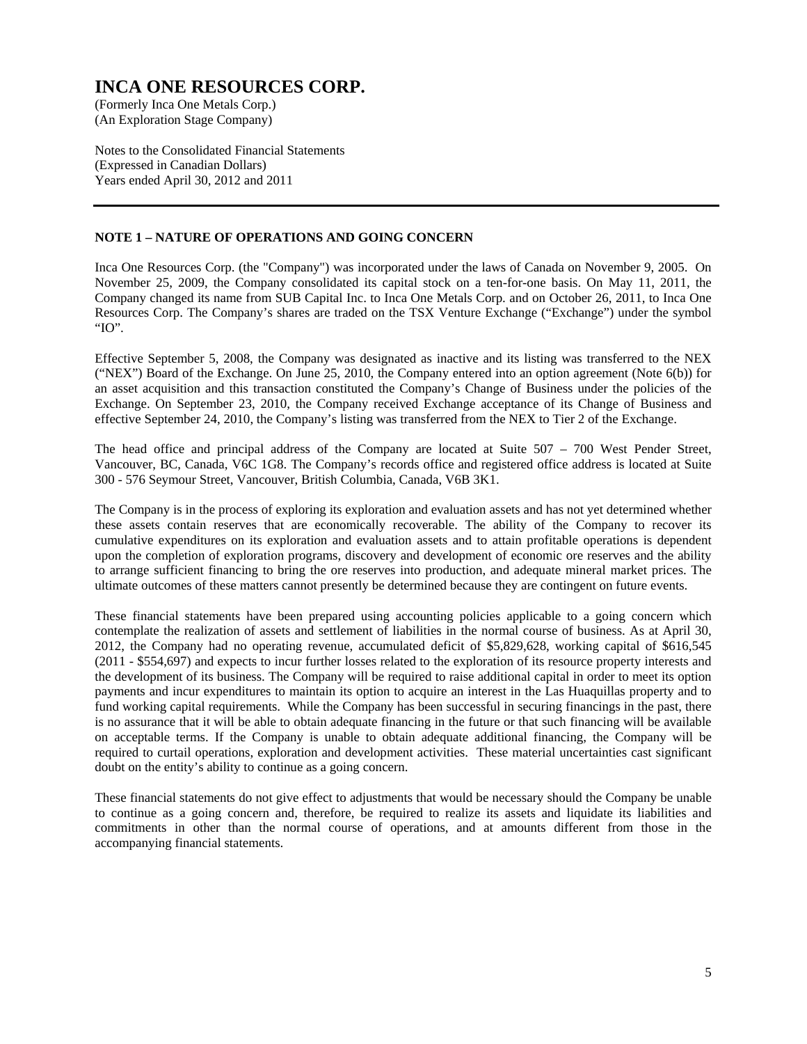# INCA ONE RESOURCES CORP.

(Formerly Inca One Metals Corp.)
(An Exploration Stage Company)

Notes to the Consolidated Financial Statements
(Expressed in Canadian Dollars)
Years ended April 30, 2012 and 2011

## NOTE 1 – NATURE OF OPERATIONS AND GOING CONCERN

Inca One Resources Corp. (the "Company") was incorporated under the laws of Canada on November 9, 2005. On November 25, 2009, the Company consolidated its capital stock on a ten-for-one basis. On May 11, 2011, the Company changed its name from SUB Capital Inc. to Inca One Metals Corp. and on October 26, 2011, to Inca One Resources Corp. The Company's shares are traded on the TSX Venture Exchange ("Exchange") under the symbol "IO".

Effective September 5, 2008, the Company was designated as inactive and its listing was transferred to the NEX ("NEX") Board of the Exchange. On June 25, 2010, the Company entered into an option agreement (Note 6(b)) for an asset acquisition and this transaction constituted the Company's Change of Business under the policies of the Exchange. On September 23, 2010, the Company received Exchange acceptance of its Change of Business and effective September 24, 2010, the Company's listing was transferred from the NEX to Tier 2 of the Exchange.

The head office and principal address of the Company are located at Suite 507 – 700 West Pender Street, Vancouver, BC, Canada, V6C 1G8. The Company's records office and registered office address is located at Suite 300 - 576 Seymour Street, Vancouver, British Columbia, Canada, V6B 3K1.

The Company is in the process of exploring its exploration and evaluation assets and has not yet determined whether these assets contain reserves that are economically recoverable. The ability of the Company to recover its cumulative expenditures on its exploration and evaluation assets and to attain profitable operations is dependent upon the completion of exploration programs, discovery and development of economic ore reserves and the ability to arrange sufficient financing to bring the ore reserves into production, and adequate mineral market prices. The ultimate outcomes of these matters cannot presently be determined because they are contingent on future events.

These financial statements have been prepared using accounting policies applicable to a going concern which contemplate the realization of assets and settlement of liabilities in the normal course of business. As at April 30, 2012, the Company had no operating revenue, accumulated deficit of $5,829,628, working capital of $616,545 (2011 - $554,697) and expects to incur further losses related to the exploration of its resource property interests and the development of its business. The Company will be required to raise additional capital in order to meet its option payments and incur expenditures to maintain its option to acquire an interest in the Las Huaquillas property and to fund working capital requirements. While the Company has been successful in securing financings in the past, there is no assurance that it will be able to obtain adequate financing in the future or that such financing will be available on acceptable terms. If the Company is unable to obtain adequate additional financing, the Company will be required to curtail operations, exploration and development activities. These material uncertainties cast significant doubt on the entity's ability to continue as a going concern.

These financial statements do not give effect to adjustments that would be necessary should the Company be unable to continue as a going concern and, therefore, be required to realize its assets and liquidate its liabilities and commitments in other than the normal course of operations, and at amounts different from those in the accompanying financial statements.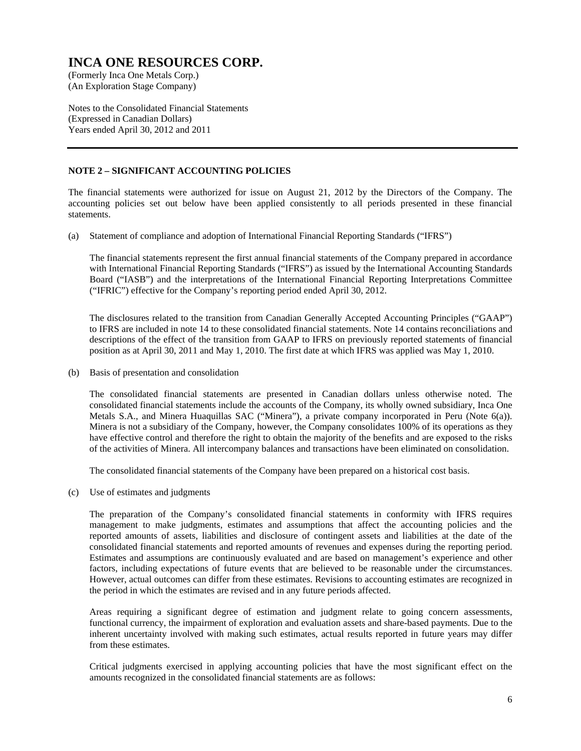# INCA ONE RESOURCES CORP.

(Formerly Inca One Metals Corp.)
(An Exploration Stage Company)

Notes to the Consolidated Financial Statements
(Expressed in Canadian Dollars)
Years ended April 30, 2012 and 2011

## NOTE 2 – SIGNIFICANT ACCOUNTING POLICIES

The financial statements were authorized for issue on August 21, 2012 by the Directors of the Company. The accounting policies set out below have been applied consistently to all periods presented in these financial statements.

(a) Statement of compliance and adoption of International Financial Reporting Standards ("IFRS")

The financial statements represent the first annual financial statements of the Company prepared in accordance with International Financial Reporting Standards ("IFRS") as issued by the International Accounting Standards Board ("IASB") and the interpretations of the International Financial Reporting Interpretations Committee ("IFRIC") effective for the Company's reporting period ended April 30, 2012.

The disclosures related to the transition from Canadian Generally Accepted Accounting Principles ("GAAP") to IFRS are included in note 14 to these consolidated financial statements. Note 14 contains reconciliations and descriptions of the effect of the transition from GAAP to IFRS on previously reported statements of financial position as at April 30, 2011 and May 1, 2010. The first date at which IFRS was applied was May 1, 2010.

(b) Basis of presentation and consolidation

The consolidated financial statements are presented in Canadian dollars unless otherwise noted. The consolidated financial statements include the accounts of the Company, its wholly owned subsidiary, Inca One Metals S.A., and Minera Huaquillas SAC ("Minera"), a private company incorporated in Peru (Note 6(a)). Minera is not a subsidiary of the Company, however, the Company consolidates 100% of its operations as they have effective control and therefore the right to obtain the majority of the benefits and are exposed to the risks of the activities of Minera. All intercompany balances and transactions have been eliminated on consolidation.

The consolidated financial statements of the Company have been prepared on a historical cost basis.

(c) Use of estimates and judgments

The preparation of the Company's consolidated financial statements in conformity with IFRS requires management to make judgments, estimates and assumptions that affect the accounting policies and the reported amounts of assets, liabilities and disclosure of contingent assets and liabilities at the date of the consolidated financial statements and reported amounts of revenues and expenses during the reporting period. Estimates and assumptions are continuously evaluated and are based on management's experience and other factors, including expectations of future events that are believed to be reasonable under the circumstances. However, actual outcomes can differ from these estimates. Revisions to accounting estimates are recognized in the period in which the estimates are revised and in any future periods affected.

Areas requiring a significant degree of estimation and judgment relate to going concern assessments, functional currency, the impairment of exploration and evaluation assets and share-based payments. Due to the inherent uncertainty involved with making such estimates, actual results reported in future years may differ from these estimates.

Critical judgments exercised in applying accounting policies that have the most significant effect on the amounts recognized in the consolidated financial statements are as follows: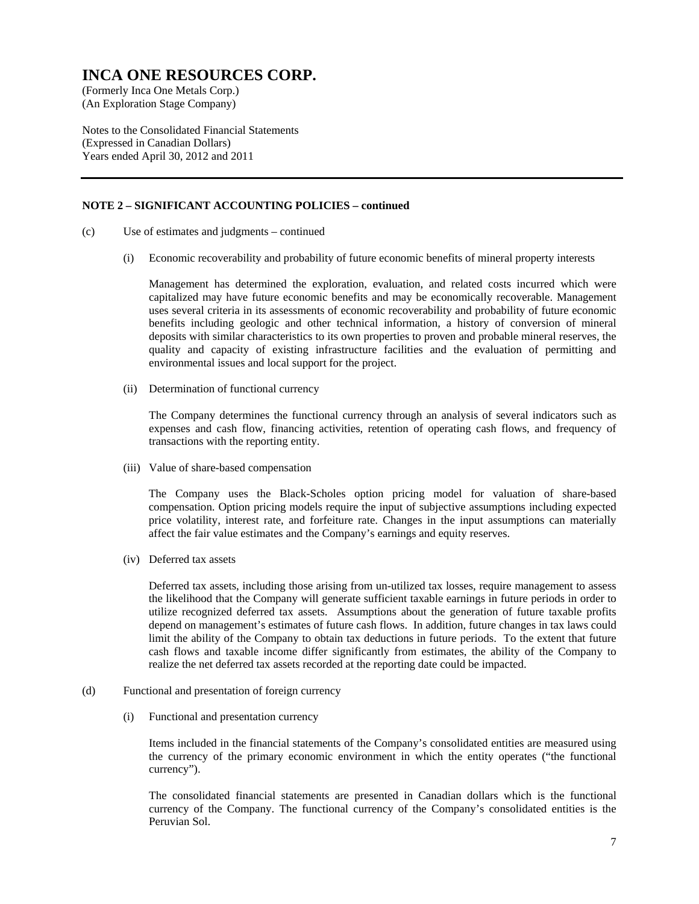# INCA ONE RESOURCES CORP.

(Formerly Inca One Metals Corp.)
(An Exploration Stage Company)

Notes to the Consolidated Financial Statements
(Expressed in Canadian Dollars)
Years ended April 30, 2012 and 2011

---

**NOTE 2 – SIGNIFICANT ACCOUNTING POLICIES – continued**

(c) Use of estimates and judgments – continued

(i) Economic recoverability and probability of future economic benefits of mineral property interests

Management has determined the exploration, evaluation, and related costs incurred which were capitalized may have future economic benefits and may be economically recoverable. Management uses several criteria in its assessments of economic recoverability and probability of future economic benefits including geologic and other technical information, a history of conversion of mineral deposits with similar characteristics to its own properties to proven and probable mineral reserves, the quality and capacity of existing infrastructure facilities and the evaluation of permitting and environmental issues and local support for the project.

(ii) Determination of functional currency

The Company determines the functional currency through an analysis of several indicators such as expenses and cash flow, financing activities, retention of operating cash flows, and frequency of transactions with the reporting entity.

(iii) Value of share-based compensation

The Company uses the Black-Scholes option pricing model for valuation of share-based compensation. Option pricing models require the input of subjective assumptions including expected price volatility, interest rate, and forfeiture rate. Changes in the input assumptions can materially affect the fair value estimates and the Company's earnings and equity reserves.

(iv) Deferred tax assets

Deferred tax assets, including those arising from un-utilized tax losses, require management to assess the likelihood that the Company will generate sufficient taxable earnings in future periods in order to utilize recognized deferred tax assets. Assumptions about the generation of future taxable profits depend on management's estimates of future cash flows. In addition, future changes in tax laws could limit the ability of the Company to obtain tax deductions in future periods. To the extent that future cash flows and taxable income differ significantly from estimates, the ability of the Company to realize the net deferred tax assets recorded at the reporting date could be impacted.

(d) Functional and presentation of foreign currency

(i) Functional and presentation currency

Items included in the financial statements of the Company's consolidated entities are measured using the currency of the primary economic environment in which the entity operates ("the functional currency").

The consolidated financial statements are presented in Canadian dollars which is the functional currency of the Company. The functional currency of the Company's consolidated entities is the Peruvian Sol.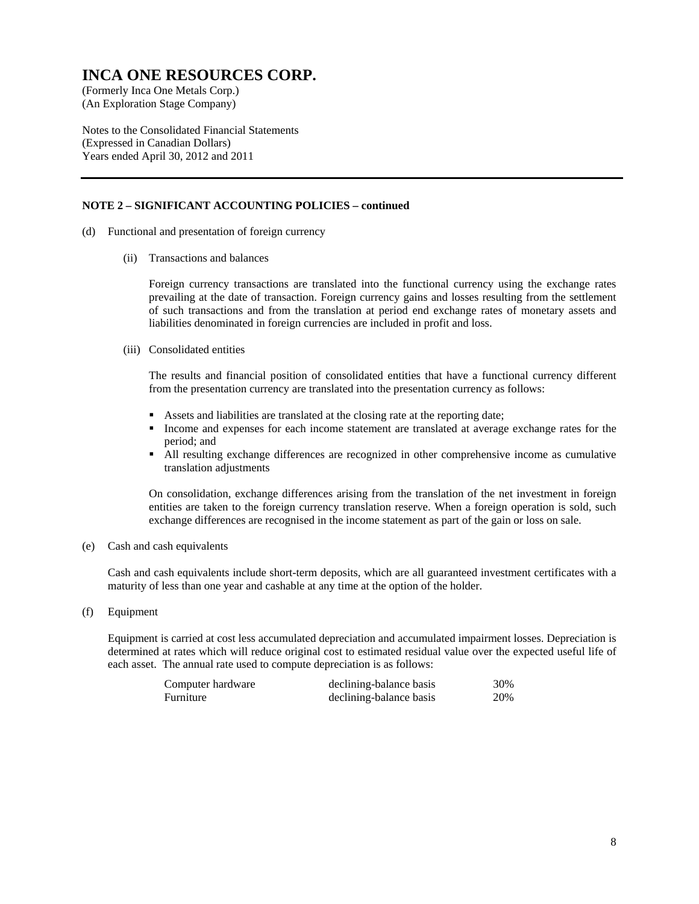# INCA ONE RESOURCES CORP.

(Formerly Inca One Metals Corp.)
(An Exploration Stage Company)

Notes to the Consolidated Financial Statements
(Expressed in Canadian Dollars)
Years ended April 30, 2012 and 2011

---

**NOTE 2 – SIGNIFICANT ACCOUNTING POLICIES – continued**

(d) Functional and presentation of foreign currency

(ii) Transactions and balances

Foreign currency transactions are translated into the functional currency using the exchange rates prevailing at the date of transaction. Foreign currency gains and losses resulting from the settlement of such transactions and from the translation at period end exchange rates of monetary assets and liabilities denominated in foreign currencies are included in profit and loss.

(iii) Consolidated entities

The results and financial position of consolidated entities that have a functional currency different from the presentation currency are translated into the presentation currency as follows:

- Assets and liabilities are translated at the closing rate at the reporting date;
- Income and expenses for each income statement are translated at average exchange rates for the period; and
- All resulting exchange differences are recognized in other comprehensive income as cumulative translation adjustments

On consolidation, exchange differences arising from the translation of the net investment in foreign entities are taken to the foreign currency translation reserve. When a foreign operation is sold, such exchange differences are recognised in the income statement as part of the gain or loss on sale.

(e) Cash and cash equivalents

Cash and cash equivalents include short-term deposits, which are all guaranteed investment certificates with a maturity of less than one year and cashable at any time at the option of the holder.

(f) Equipment

Equipment is carried at cost less accumulated depreciation and accumulated impairment losses. Depreciation is determined at rates which will reduce original cost to estimated residual value over the expected useful life of each asset. The annual rate used to compute depreciation is as follows:

| | | |
|---|---|---|
| Computer hardware | declining-balance basis | 30% |
| Furniture | declining-balance basis | 20% |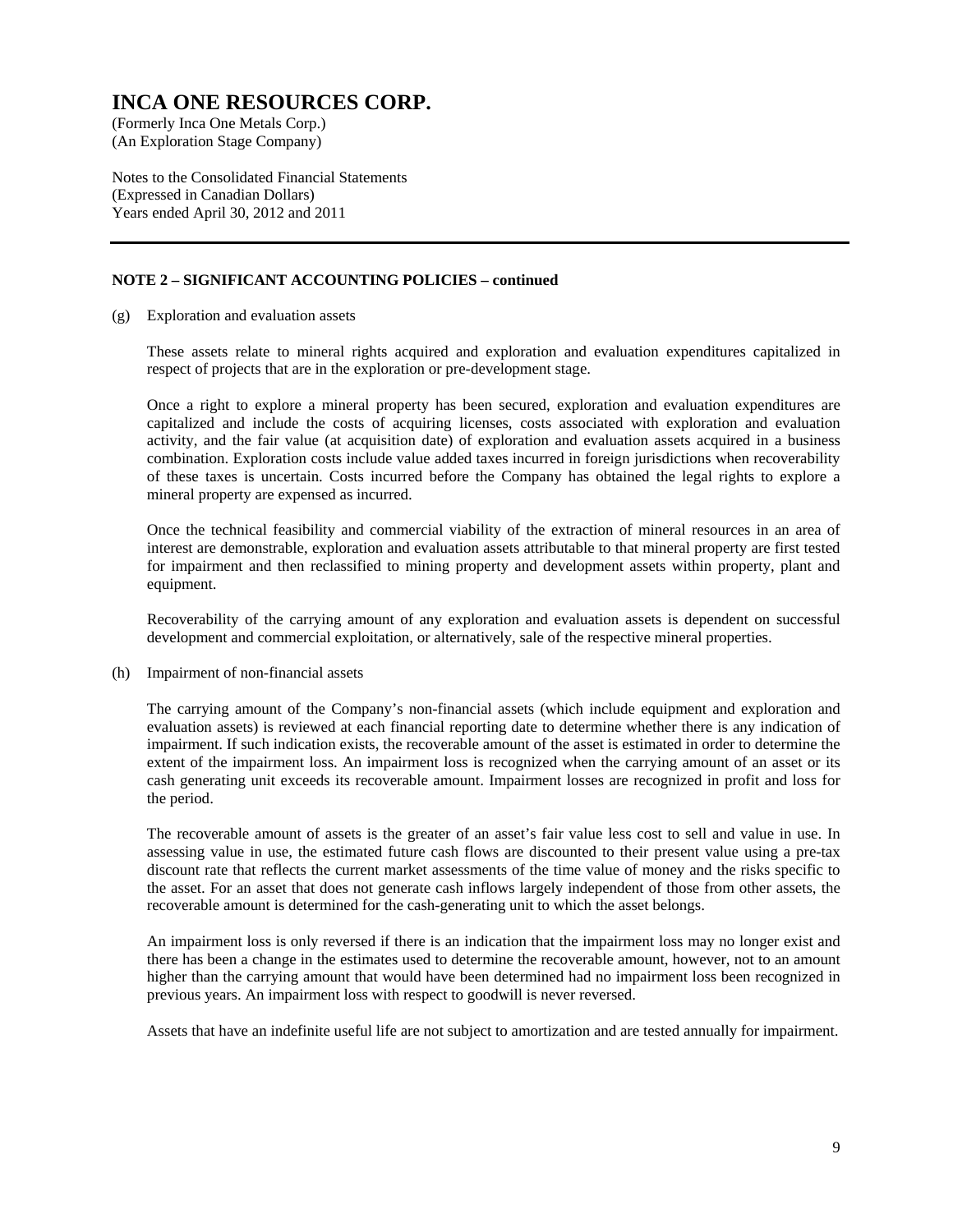# INCA ONE RESOURCES CORP.

(Formerly Inca One Metals Corp.)
(An Exploration Stage Company)

Notes to the Consolidated Financial Statements
(Expressed in Canadian Dollars)
Years ended April 30, 2012 and 2011

---

**NOTE 2 – SIGNIFICANT ACCOUNTING POLICIES – continued**

(g) Exploration and evaluation assets

These assets relate to mineral rights acquired and exploration and evaluation expenditures capitalized in respect of projects that are in the exploration or pre-development stage.

Once a right to explore a mineral property has been secured, exploration and evaluation expenditures are capitalized and include the costs of acquiring licenses, costs associated with exploration and evaluation activity, and the fair value (at acquisition date) of exploration and evaluation assets acquired in a business combination. Exploration costs include value added taxes incurred in foreign jurisdictions when recoverability of these taxes is uncertain. Costs incurred before the Company has obtained the legal rights to explore a mineral property are expensed as incurred.

Once the technical feasibility and commercial viability of the extraction of mineral resources in an area of interest are demonstrable, exploration and evaluation assets attributable to that mineral property are first tested for impairment and then reclassified to mining property and development assets within property, plant and equipment.

Recoverability of the carrying amount of any exploration and evaluation assets is dependent on successful development and commercial exploitation, or alternatively, sale of the respective mineral properties.

(h) Impairment of non-financial assets

The carrying amount of the Company's non-financial assets (which include equipment and exploration and evaluation assets) is reviewed at each financial reporting date to determine whether there is any indication of impairment. If such indication exists, the recoverable amount of the asset is estimated in order to determine the extent of the impairment loss. An impairment loss is recognized when the carrying amount of an asset or its cash generating unit exceeds its recoverable amount. Impairment losses are recognized in profit and loss for the period.

The recoverable amount of assets is the greater of an asset's fair value less cost to sell and value in use. In assessing value in use, the estimated future cash flows are discounted to their present value using a pre-tax discount rate that reflects the current market assessments of the time value of money and the risks specific to the asset. For an asset that does not generate cash inflows largely independent of those from other assets, the recoverable amount is determined for the cash-generating unit to which the asset belongs.

An impairment loss is only reversed if there is an indication that the impairment loss may no longer exist and there has been a change in the estimates used to determine the recoverable amount, however, not to an amount higher than the carrying amount that would have been determined had no impairment loss been recognized in previous years. An impairment loss with respect to goodwill is never reversed.

Assets that have an indefinite useful life are not subject to amortization and are tested annually for impairment.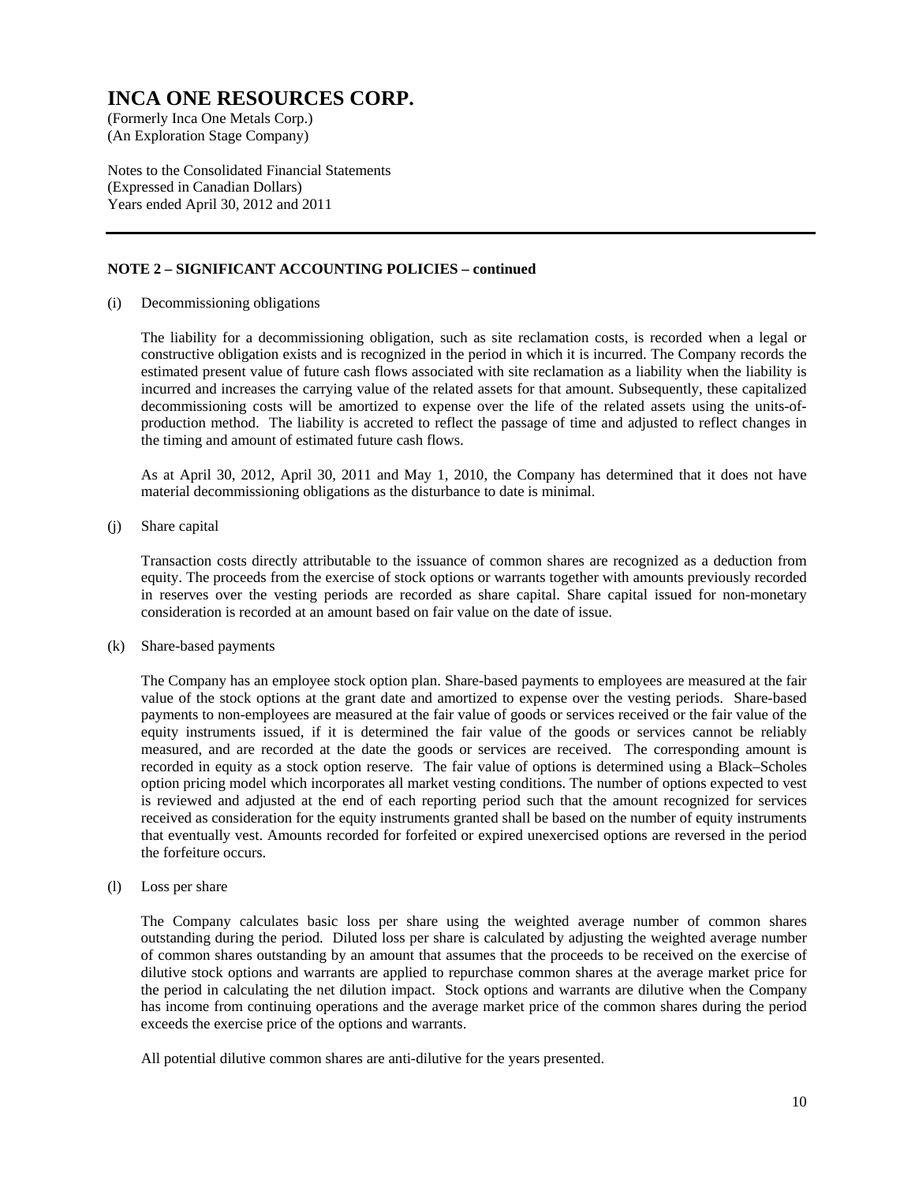# INCA ONE RESOURCES CORP.

(Formerly Inca One Metals Corp.)
(An Exploration Stage Company)

Notes to the Consolidated Financial Statements
(Expressed in Canadian Dollars)
Years ended April 30, 2012 and 2011

**NOTE 2 – SIGNIFICANT ACCOUNTING POLICIES – continued**

(i) Decommissioning obligations

The liability for a decommissioning obligation, such as site reclamation costs, is recorded when a legal or constructive obligation exists and is recognized in the period in which it is incurred. The Company records the estimated present value of future cash flows associated with site reclamation as a liability when the liability is incurred and increases the carrying value of the related assets for that amount. Subsequently, these capitalized decommissioning costs will be amortized to expense over the life of the related assets using the units-of-production method. The liability is accreted to reflect the passage of time and adjusted to reflect changes in the timing and amount of estimated future cash flows.

As at April 30, 2012, April 30, 2011 and May 1, 2010, the Company has determined that it does not have material decommissioning obligations as the disturbance to date is minimal.

(j) Share capital

Transaction costs directly attributable to the issuance of common shares are recognized as a deduction from equity. The proceeds from the exercise of stock options or warrants together with amounts previously recorded in reserves over the vesting periods are recorded as share capital. Share capital issued for non-monetary consideration is recorded at an amount based on fair value on the date of issue.

(k) Share-based payments

The Company has an employee stock option plan. Share-based payments to employees are measured at the fair value of the stock options at the grant date and amortized to expense over the vesting periods. Share-based payments to non-employees are measured at the fair value of goods or services received or the fair value of the equity instruments issued, if it is determined the fair value of the goods or services cannot be reliably measured, and are recorded at the date the goods or services are received. The corresponding amount is recorded in equity as a stock option reserve. The fair value of options is determined using a Black–Scholes option pricing model which incorporates all market vesting conditions. The number of options expected to vest is reviewed and adjusted at the end of each reporting period such that the amount recognized for services received as consideration for the equity instruments granted shall be based on the number of equity instruments that eventually vest. Amounts recorded for forfeited or expired unexercised options are reversed in the period the forfeiture occurs.

(l) Loss per share

The Company calculates basic loss per share using the weighted average number of common shares outstanding during the period. Diluted loss per share is calculated by adjusting the weighted average number of common shares outstanding by an amount that assumes that the proceeds to be received on the exercise of dilutive stock options and warrants are applied to repurchase common shares at the average market price for the period in calculating the net dilution impact. Stock options and warrants are dilutive when the Company has income from continuing operations and the average market price of the common shares during the period exceeds the exercise price of the options and warrants.

All potential dilutive common shares are anti-dilutive for the years presented.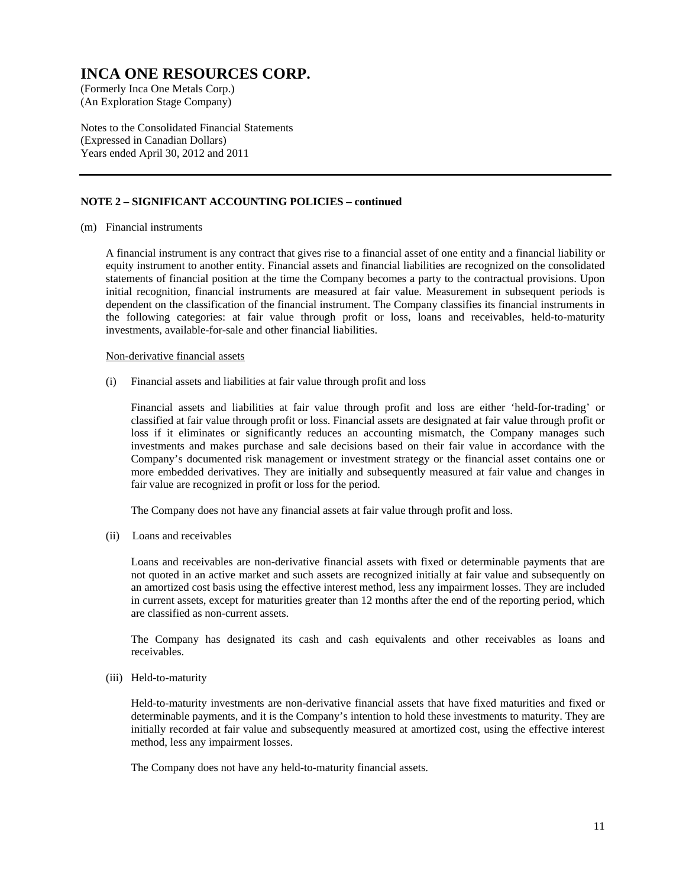# INCA ONE RESOURCES CORP.

(Formerly Inca One Metals Corp.)
(An Exploration Stage Company)

Notes to the Consolidated Financial Statements
(Expressed in Canadian Dollars)
Years ended April 30, 2012 and 2011

**NOTE 2 – SIGNIFICANT ACCOUNTING POLICIES – continued**

(m) Financial instruments

A financial instrument is any contract that gives rise to a financial asset of one entity and a financial liability or equity instrument to another entity. Financial assets and financial liabilities are recognized on the consolidated statements of financial position at the time the Company becomes a party to the contractual provisions. Upon initial recognition, financial instruments are measured at fair value. Measurement in subsequent periods is dependent on the classification of the financial instrument. The Company classifies its financial instruments in the following categories: at fair value through profit or loss, loans and receivables, held-to-maturity investments, available-for-sale and other financial liabilities.

Non-derivative financial assets

(i) Financial assets and liabilities at fair value through profit and loss

Financial assets and liabilities at fair value through profit and loss are either 'held-for-trading' or classified at fair value through profit or loss. Financial assets are designated at fair value through profit or loss if it eliminates or significantly reduces an accounting mismatch, the Company manages such investments and makes purchase and sale decisions based on their fair value in accordance with the Company's documented risk management or investment strategy or the financial asset contains one or more embedded derivatives. They are initially and subsequently measured at fair value and changes in fair value are recognized in profit or loss for the period.

The Company does not have any financial assets at fair value through profit and loss.

(ii) Loans and receivables

Loans and receivables are non-derivative financial assets with fixed or determinable payments that are not quoted in an active market and such assets are recognized initially at fair value and subsequently on an amortized cost basis using the effective interest method, less any impairment losses. They are included in current assets, except for maturities greater than 12 months after the end of the reporting period, which are classified as non-current assets.

The Company has designated its cash and cash equivalents and other receivables as loans and receivables.

(iii) Held-to-maturity

Held-to-maturity investments are non-derivative financial assets that have fixed maturities and fixed or determinable payments, and it is the Company's intention to hold these investments to maturity. They are initially recorded at fair value and subsequently measured at amortized cost, using the effective interest method, less any impairment losses.

The Company does not have any held-to-maturity financial assets.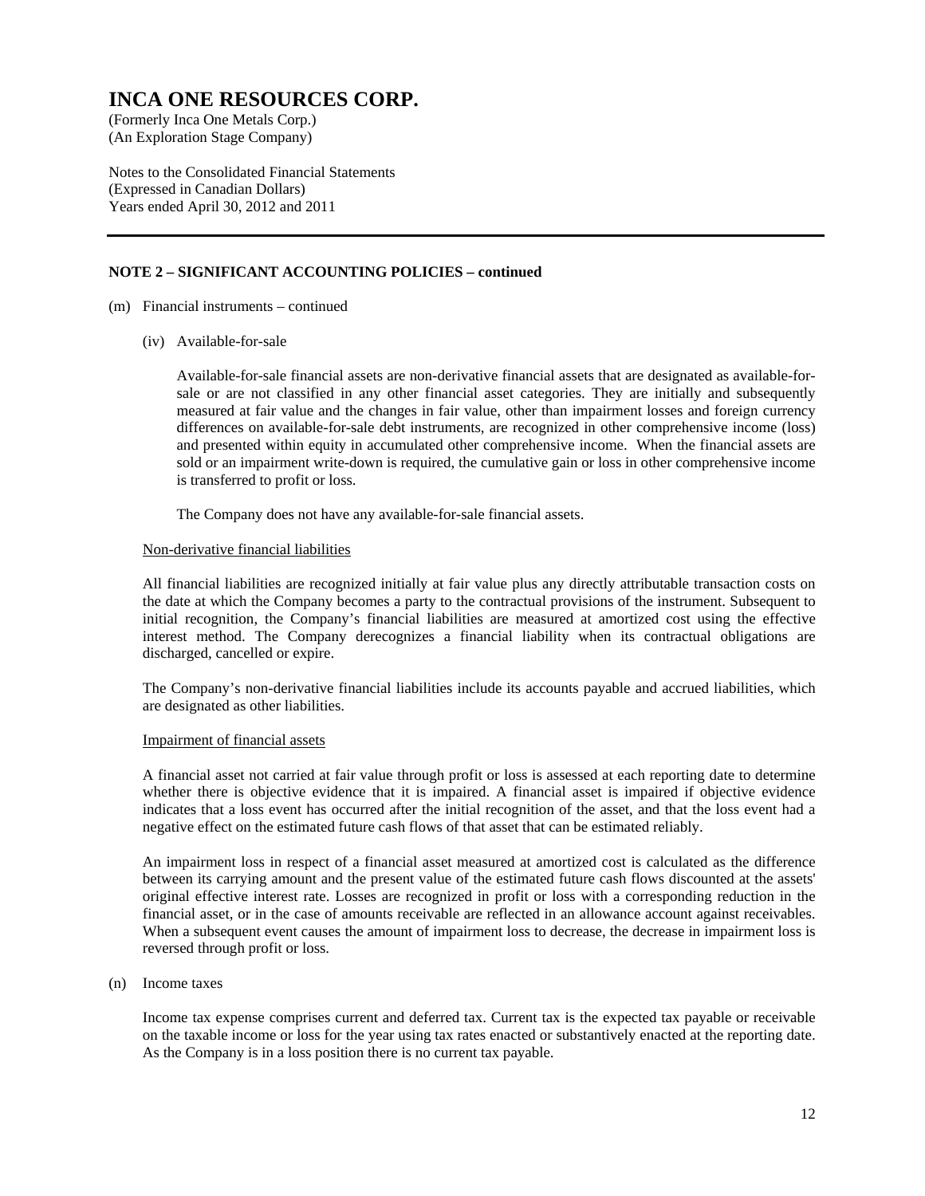# INCA ONE RESOURCES CORP.

(Formerly Inca One Metals Corp.)
(An Exploration Stage Company)

Notes to the Consolidated Financial Statements
(Expressed in Canadian Dollars)
Years ended April 30, 2012 and 2011

## NOTE 2 – SIGNIFICANT ACCOUNTING POLICIES – continued

(m) Financial instruments – continued

(iv) Available-for-sale

Available-for-sale financial assets are non-derivative financial assets that are designated as available-for-sale or are not classified in any other financial asset categories. They are initially and subsequently measured at fair value and the changes in fair value, other than impairment losses and foreign currency differences on available-for-sale debt instruments, are recognized in other comprehensive income (loss) and presented within equity in accumulated other comprehensive income. When the financial assets are sold or an impairment write-down is required, the cumulative gain or loss in other comprehensive income is transferred to profit or loss.

The Company does not have any available-for-sale financial assets.

Non-derivative financial liabilities

All financial liabilities are recognized initially at fair value plus any directly attributable transaction costs on the date at which the Company becomes a party to the contractual provisions of the instrument. Subsequent to initial recognition, the Company's financial liabilities are measured at amortized cost using the effective interest method. The Company derecognizes a financial liability when its contractual obligations are discharged, cancelled or expire.

The Company's non-derivative financial liabilities include its accounts payable and accrued liabilities, which are designated as other liabilities.

Impairment of financial assets

A financial asset not carried at fair value through profit or loss is assessed at each reporting date to determine whether there is objective evidence that it is impaired. A financial asset is impaired if objective evidence indicates that a loss event has occurred after the initial recognition of the asset, and that the loss event had a negative effect on the estimated future cash flows of that asset that can be estimated reliably.

An impairment loss in respect of a financial asset measured at amortized cost is calculated as the difference between its carrying amount and the present value of the estimated future cash flows discounted at the assets' original effective interest rate. Losses are recognized in profit or loss with a corresponding reduction in the financial asset, or in the case of amounts receivable are reflected in an allowance account against receivables. When a subsequent event causes the amount of impairment loss to decrease, the decrease in impairment loss is reversed through profit or loss.

(n) Income taxes

Income tax expense comprises current and deferred tax. Current tax is the expected tax payable or receivable on the taxable income or loss for the year using tax rates enacted or substantively enacted at the reporting date. As the Company is in a loss position there is no current tax payable.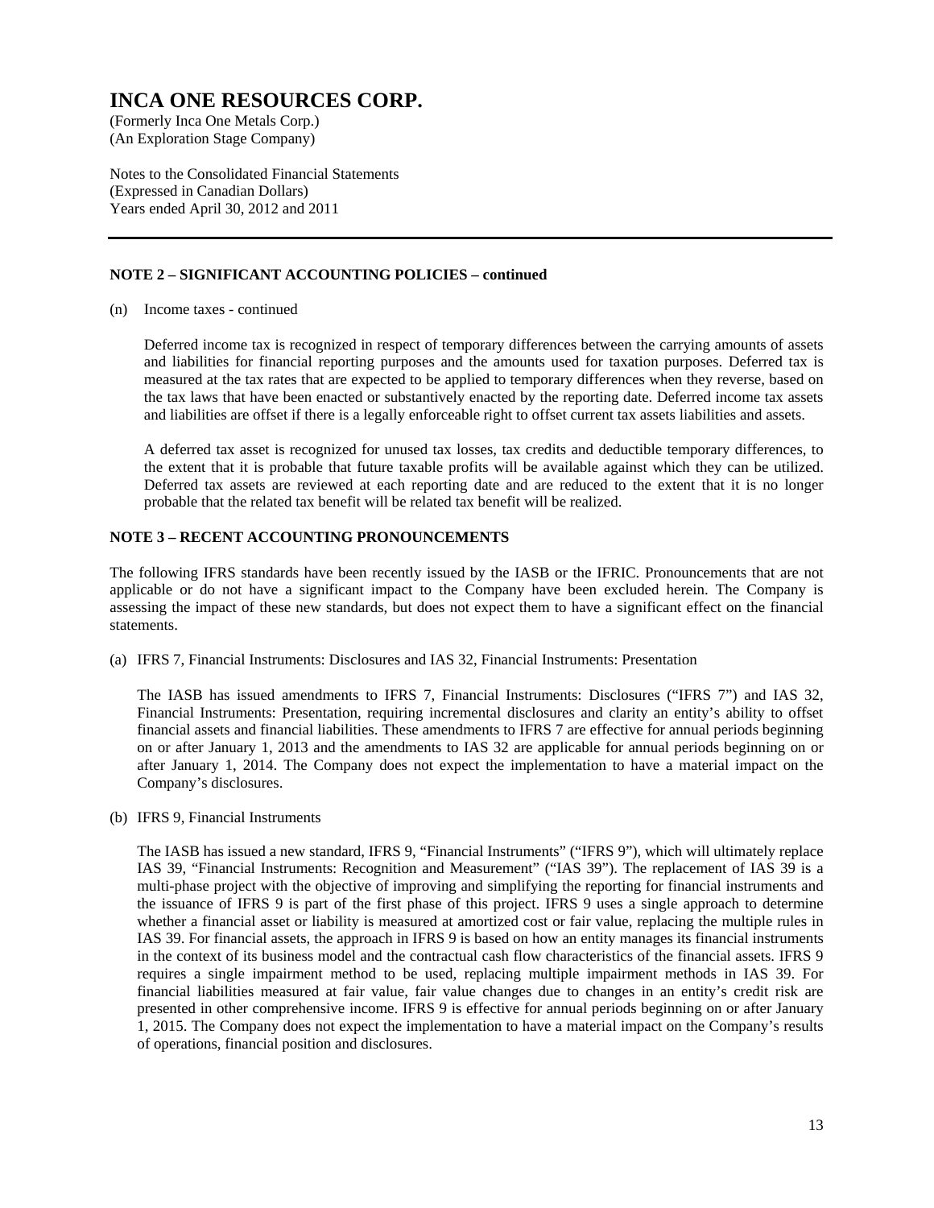# INCA ONE RESOURCES CORP.

(Formerly Inca One Metals Corp.)
(An Exploration Stage Company)

Notes to the Consolidated Financial Statements
(Expressed in Canadian Dollars)
Years ended April 30, 2012 and 2011

---

**NOTE 2 – SIGNIFICANT ACCOUNTING POLICIES – continued**

(n) Income taxes - continued

Deferred income tax is recognized in respect of temporary differences between the carrying amounts of assets and liabilities for financial reporting purposes and the amounts used for taxation purposes. Deferred tax is measured at the tax rates that are expected to be applied to temporary differences when they reverse, based on the tax laws that have been enacted or substantively enacted by the reporting date. Deferred income tax assets and liabilities are offset if there is a legally enforceable right to offset current tax assets liabilities and assets.

A deferred tax asset is recognized for unused tax losses, tax credits and deductible temporary differences, to the extent that it is probable that future taxable profits will be available against which they can be utilized. Deferred tax assets are reviewed at each reporting date and are reduced to the extent that it is no longer probable that the related tax benefit will be related tax benefit will be realized.

**NOTE 3 – RECENT ACCOUNTING PRONOUNCEMENTS**

The following IFRS standards have been recently issued by the IASB or the IFRIC. Pronouncements that are not applicable or do not have a significant impact to the Company have been excluded herein. The Company is assessing the impact of these new standards, but does not expect them to have a significant effect on the financial statements.

(a) IFRS 7, Financial Instruments: Disclosures and IAS 32, Financial Instruments: Presentation

The IASB has issued amendments to IFRS 7, Financial Instruments: Disclosures ("IFRS 7") and IAS 32, Financial Instruments: Presentation, requiring incremental disclosures and clarity an entity's ability to offset financial assets and financial liabilities. These amendments to IFRS 7 are effective for annual periods beginning on or after January 1, 2013 and the amendments to IAS 32 are applicable for annual periods beginning on or after January 1, 2014. The Company does not expect the implementation to have a material impact on the Company's disclosures.

(b) IFRS 9, Financial Instruments

The IASB has issued a new standard, IFRS 9, "Financial Instruments" ("IFRS 9"), which will ultimately replace IAS 39, "Financial Instruments: Recognition and Measurement" ("IAS 39"). The replacement of IAS 39 is a multi-phase project with the objective of improving and simplifying the reporting for financial instruments and the issuance of IFRS 9 is part of the first phase of this project. IFRS 9 uses a single approach to determine whether a financial asset or liability is measured at amortized cost or fair value, replacing the multiple rules in IAS 39. For financial assets, the approach in IFRS 9 is based on how an entity manages its financial instruments in the context of its business model and the contractual cash flow characteristics of the financial assets. IFRS 9 requires a single impairment method to be used, replacing multiple impairment methods in IAS 39. For financial liabilities measured at fair value, fair value changes due to changes in an entity's credit risk are presented in other comprehensive income. IFRS 9 is effective for annual periods beginning on or after January 1, 2015. The Company does not expect the implementation to have a material impact on the Company's results of operations, financial position and disclosures.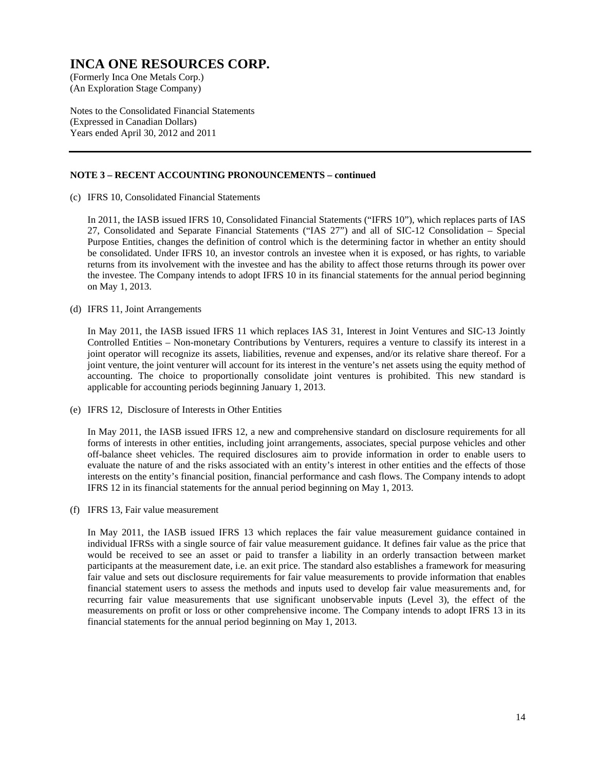# INCA ONE RESOURCES CORP.

(Formerly Inca One Metals Corp.)
(An Exploration Stage Company)

Notes to the Consolidated Financial Statements
(Expressed in Canadian Dollars)
Years ended April 30, 2012 and 2011

---

**NOTE 3 – RECENT ACCOUNTING PRONOUNCEMENTS – continued**

(c) IFRS 10, Consolidated Financial Statements

In 2011, the IASB issued IFRS 10, Consolidated Financial Statements ("IFRS 10"), which replaces parts of IAS 27, Consolidated and Separate Financial Statements ("IAS 27") and all of SIC-12 Consolidation – Special Purpose Entities, changes the definition of control which is the determining factor in whether an entity should be consolidated. Under IFRS 10, an investor controls an investee when it is exposed, or has rights, to variable returns from its involvement with the investee and has the ability to affect those returns through its power over the investee. The Company intends to adopt IFRS 10 in its financial statements for the annual period beginning on May 1, 2013.

(d) IFRS 11, Joint Arrangements

In May 2011, the IASB issued IFRS 11 which replaces IAS 31, Interest in Joint Ventures and SIC-13 Jointly Controlled Entities – Non-monetary Contributions by Venturers, requires a venture to classify its interest in a joint operator will recognize its assets, liabilities, revenue and expenses, and/or its relative share thereof. For a joint venture, the joint venturer will account for its interest in the venture's net assets using the equity method of accounting. The choice to proportionally consolidate joint ventures is prohibited. This new standard is applicable for accounting periods beginning January 1, 2013.

(e) IFRS 12, Disclosure of Interests in Other Entities

In May 2011, the IASB issued IFRS 12, a new and comprehensive standard on disclosure requirements for all forms of interests in other entities, including joint arrangements, associates, special purpose vehicles and other off-balance sheet vehicles. The required disclosures aim to provide information in order to enable users to evaluate the nature of and the risks associated with an entity's interest in other entities and the effects of those interests on the entity's financial position, financial performance and cash flows. The Company intends to adopt IFRS 12 in its financial statements for the annual period beginning on May 1, 2013.

(f) IFRS 13, Fair value measurement

In May 2011, the IASB issued IFRS 13 which replaces the fair value measurement guidance contained in individual IFRSs with a single source of fair value measurement guidance. It defines fair value as the price that would be received to see an asset or paid to transfer a liability in an orderly transaction between market participants at the measurement date, i.e. an exit price. The standard also establishes a framework for measuring fair value and sets out disclosure requirements for fair value measurements to provide information that enables financial statement users to assess the methods and inputs used to develop fair value measurements and, for recurring fair value measurements that use significant unobservable inputs (Level 3), the effect of the measurements on profit or loss or other comprehensive income. The Company intends to adopt IFRS 13 in its financial statements for the annual period beginning on May 1, 2013.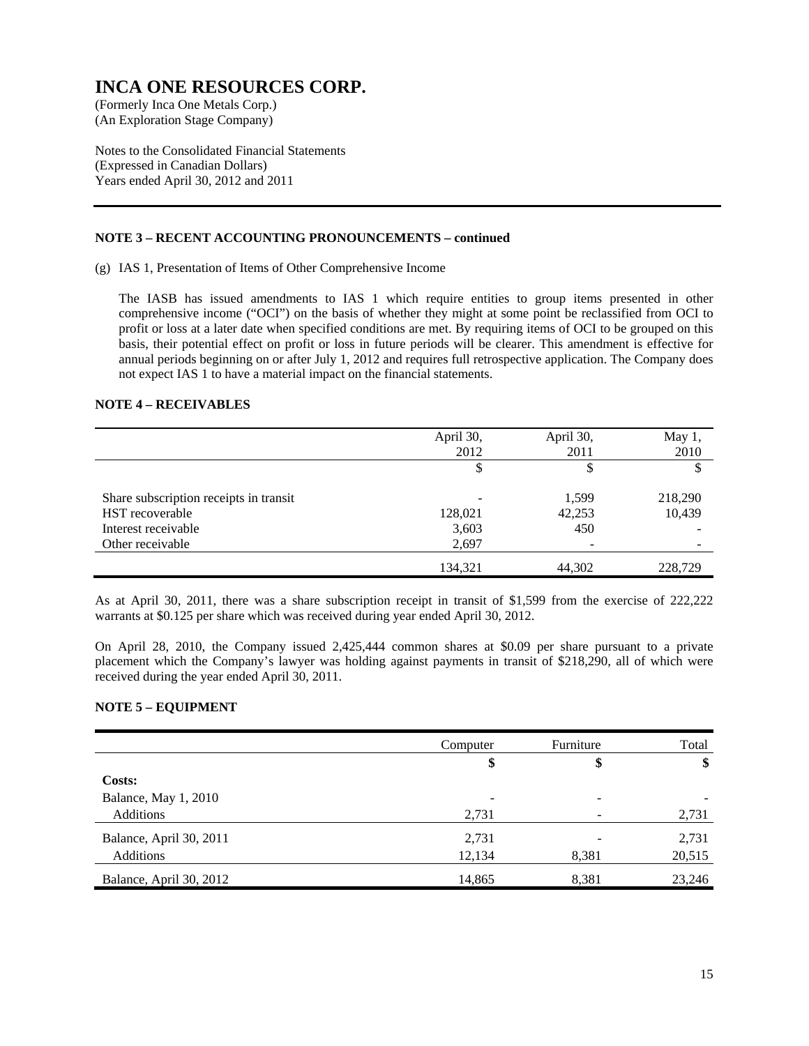# INCA ONE RESOURCES CORP.

(Formerly Inca One Metals Corp.)
(An Exploration Stage Company)

Notes to the Consolidated Financial Statements
(Expressed in Canadian Dollars)
Years ended April 30, 2012 and 2011

**NOTE 3 – RECENT ACCOUNTING PRONOUNCEMENTS – continued**

(g) IAS 1, Presentation of Items of Other Comprehensive Income

The IASB has issued amendments to IAS 1 which require entities to group items presented in other comprehensive income ("OCI") on the basis of whether they might at some point be reclassified from OCI to profit or loss at a later date when specified conditions are met. By requiring items of OCI to be grouped on this basis, their potential effect on profit or loss in future periods will be clearer. This amendment is effective for annual periods beginning on or after July 1, 2012 and requires full retrospective application. The Company does not expect IAS 1 to have a material impact on the financial statements.

**NOTE 4 – RECEIVABLES**

| | April 30, 2012 | April 30, 2011 | May 1, 2010 |
|---|---|---|---|
| | $ | $ | $ |
| Share subscription receipts in transit | - | 1,599 | 218,290 |
| HST recoverable | 128,021 | 42,253 | 10,439 |
| Interest receivable | 3,603 | 450 | - |
| Other receivable | 2,697 | - | - |
| | 134,321 | 44,302 | 228,729 |

As at April 30, 2011, there was a share subscription receipt in transit of $1,599 from the exercise of 222,222 warrants at $0.125 per share which was received during year ended April 30, 2012.

On April 28, 2010, the Company issued 2,425,444 common shares at $0.09 per share pursuant to a private placement which the Company's lawyer was holding against payments in transit of $218,290, all of which were received during the year ended April 30, 2011.

**NOTE 5 – EQUIPMENT**

| | Computer | Furniture | Total |
|---|---|---|---|
| | **$** | **$** | **$** |
| **Costs:** | | | |
| Balance, May 1, 2010 | - | - | - |
| Additions | 2,731 | - | 2,731 |
| Balance, April 30, 2011 | 2,731 | - | 2,731 |
| Additions | 12,134 | 8,381 | 20,515 |
| Balance, April 30, 2012 | 14,865 | 8,381 | 23,246 |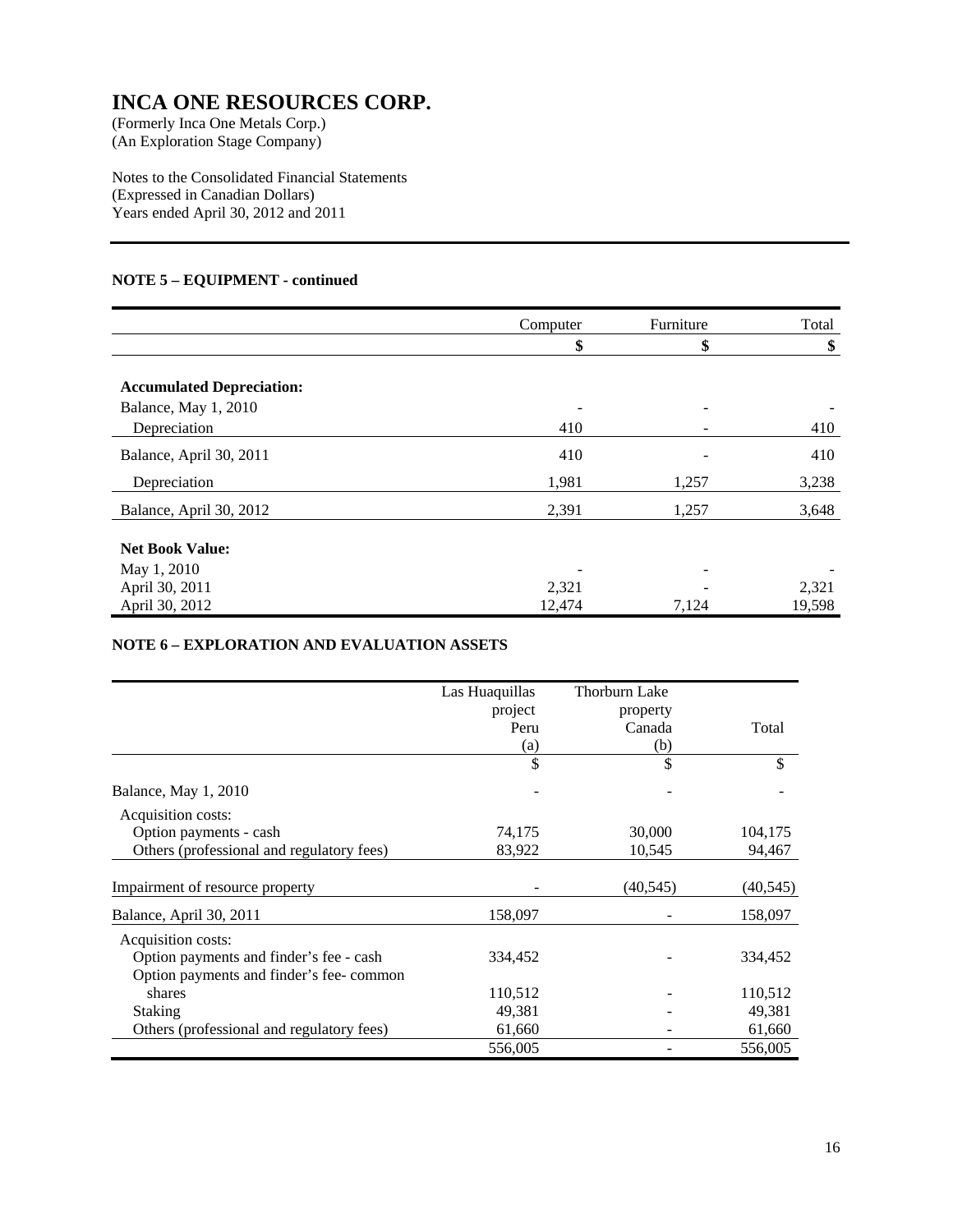# INCA ONE RESOURCES CORP.

(Formerly Inca One Metals Corp.)
(An Exploration Stage Company)

Notes to the Consolidated Financial Statements
(Expressed in Canadian Dollars)
Years ended April 30, 2012 and 2011

**NOTE 5 – EQUIPMENT - continued**

| | Computer | Furniture | Total |
|---|---|---|---|
| | **\$** | **\$** | **\$** |
| **Accumulated Depreciation:** | | | |
| Balance, May 1, 2010 | - | - | - |
| Depreciation | 410 | - | 410 |
| Balance, April 30, 2011 | 410 | - | 410 |
| Depreciation | 1,981 | 1,257 | 3,238 |
| Balance, April 30, 2012 | 2,391 | 1,257 | 3,648 |
| **Net Book Value:** | | | |
| May 1, 2010 | - | - | - |
| April 30, 2011 | 2,321 | - | 2,321 |
| April 30, 2012 | 12,474 | 7,124 | 19,598 |

**NOTE 6 – EXPLORATION AND EVALUATION ASSETS**

| | Las Huaquillas project Peru (a) | Thorburn Lake property Canada (b) | Total |
|---|---|---|---|
| | \$ | \$ | \$ |
| Balance, May 1, 2010 | - | - | - |
| Acquisition costs: | | | |
| Option payments - cash | 74,175 | 30,000 | 104,175 |
| Others (professional and regulatory fees) | 83,922 | 10,545 | 94,467 |
| Impairment of resource property | - | (40,545) | (40,545) |
| Balance, April 30, 2011 | 158,097 | - | 158,097 |
| Acquisition costs: | | | |
| Option payments and finder's fee - cash | 334,452 | - | 334,452 |
| Option payments and finder's fee- common shares | 110,512 | - | 110,512 |
| Staking | 49,381 | - | 49,381 |
| Others (professional and regulatory fees) | 61,660 | - | 61,660 |
| | 556,005 | - | 556,005 |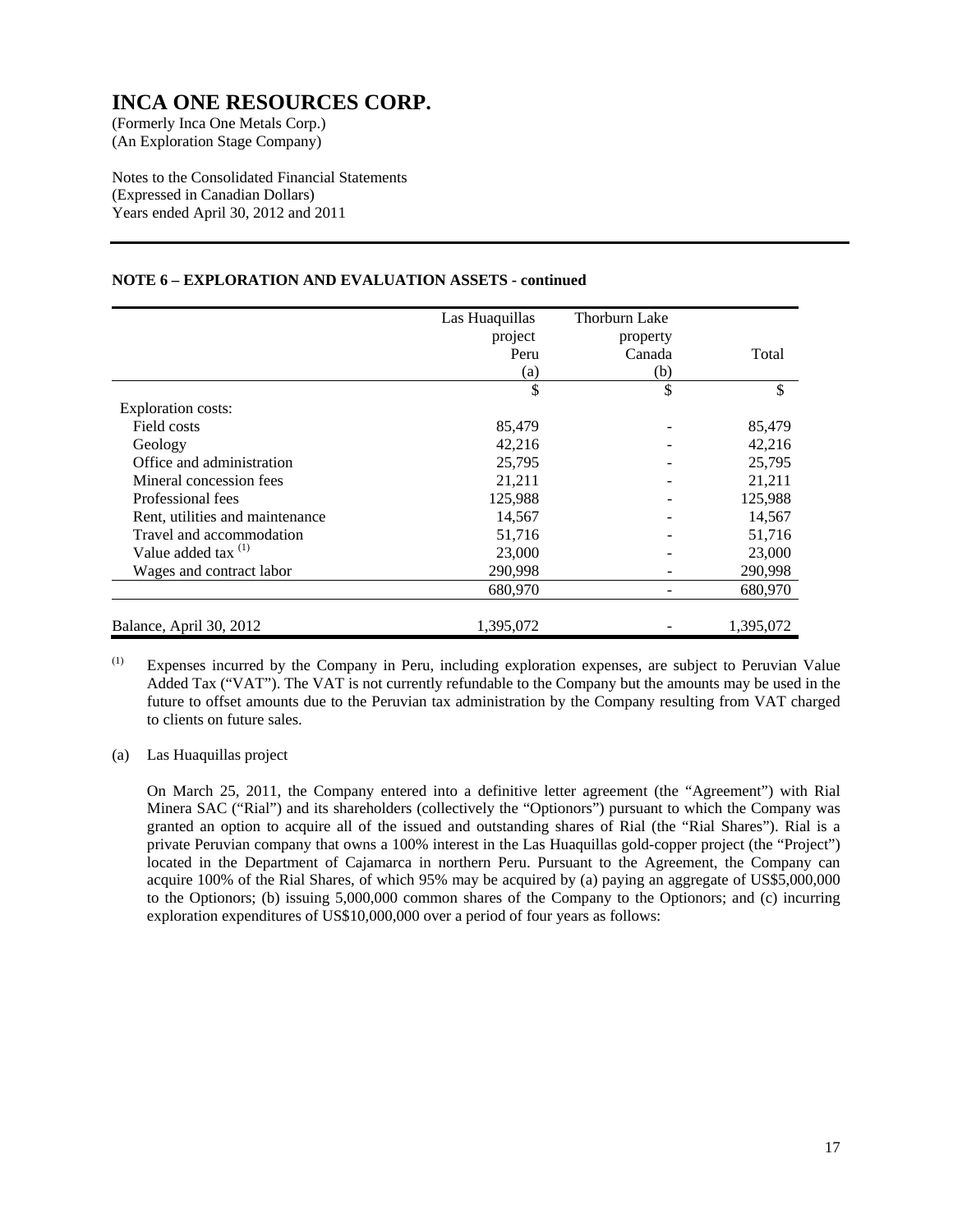# INCA ONE RESOURCES CORP.

(Formerly Inca One Metals Corp.)
(An Exploration Stage Company)

Notes to the Consolidated Financial Statements
(Expressed in Canadian Dollars)
Years ended April 30, 2012 and 2011

## NOTE 6 – EXPLORATION AND EVALUATION ASSETS - continued

| | Las Huaquillas project Peru (a) | Thorburn Lake property Canada (b) | Total |
|---|---|---|---|
| | $ | $ | $ |
| Exploration costs: | | | |
| Field costs | 85,479 | - | 85,479 |
| Geology | 42,216 | - | 42,216 |
| Office and administration | 25,795 | - | 25,795 |
| Mineral concession fees | 21,211 | - | 21,211 |
| Professional fees | 125,988 | - | 125,988 |
| Rent, utilities and maintenance | 14,567 | - | 14,567 |
| Travel and accommodation | 51,716 | - | 51,716 |
| Value added tax [(1)] | 23,000 | - | 23,000 |
| Wages and contract labor | 290,998 | - | 290,998 |
| | 680,970 | - | 680,970 |
| Balance, April 30, 2012 | 1,395,072 | - | 1,395,072 |

(1) Expenses incurred by the Company in Peru, including exploration expenses, are subject to Peruvian Value Added Tax ("VAT"). The VAT is not currently refundable to the Company but the amounts may be used in the future to offset amounts due to the Peruvian tax administration by the Company resulting from VAT charged to clients on future sales.

(a) Las Huaquillas project

On March 25, 2011, the Company entered into a definitive letter agreement (the "Agreement") with Rial Minera SAC ("Rial") and its shareholders (collectively the "Optionors") pursuant to which the Company was granted an option to acquire all of the issued and outstanding shares of Rial (the "Rial Shares"). Rial is a private Peruvian company that owns a 100% interest in the Las Huaquillas gold-copper project (the "Project") located in the Department of Cajamarca in northern Peru. Pursuant to the Agreement, the Company can acquire 100% of the Rial Shares, of which 95% may be acquired by (a) paying an aggregate of US$5,000,000 to the Optionors; (b) issuing 5,000,000 common shares of the Company to the Optionors; and (c) incurring exploration expenditures of US$10,000,000 over a period of four years as follows: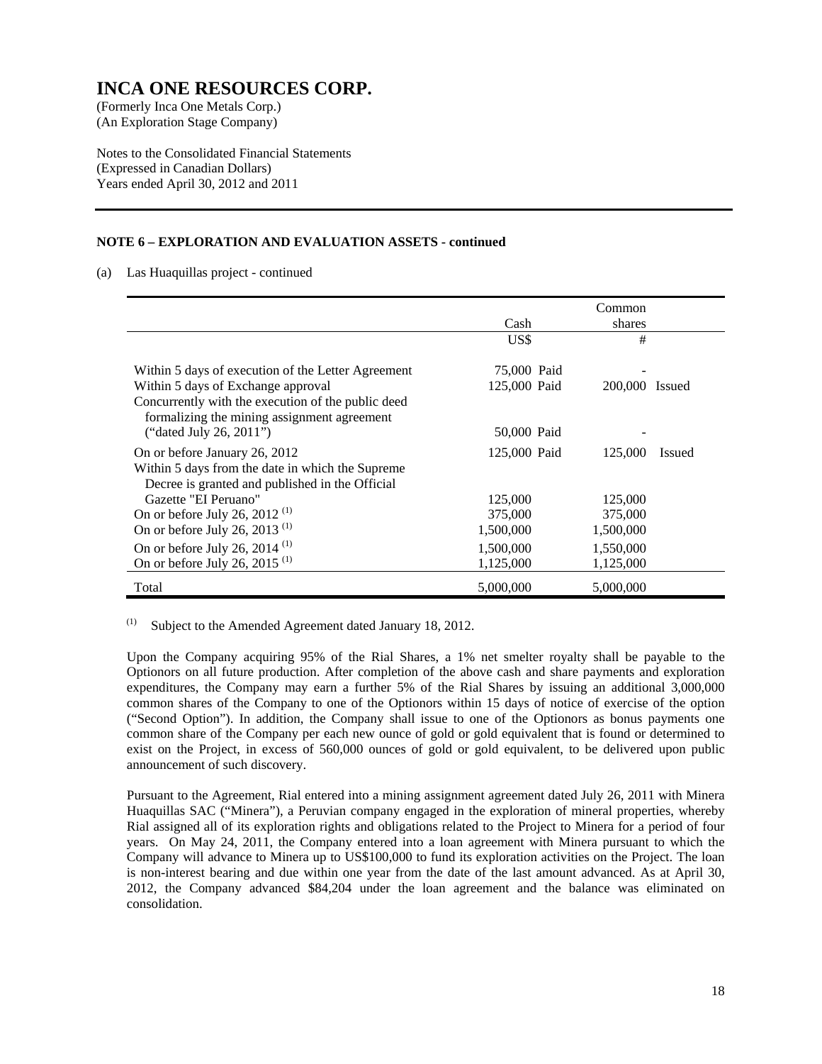# INCA ONE RESOURCES CORP.

(Formerly Inca One Metals Corp.)
(An Exploration Stage Company)

Notes to the Consolidated Financial Statements
(Expressed in Canadian Dollars)
Years ended April 30, 2012 and 2011

### NOTE 6 – EXPLORATION AND EVALUATION ASSETS - continued

(a) Las Huaquillas project - continued

| | Cash | | Common shares | |
|---|---|---|---|---|
| | US$ | | # | |
| Within 5 days of execution of the Letter Agreement | 75,000 | Paid | - | |
| Within 5 days of Exchange approval | 125,000 | Paid | 200,000 | Issued |
| Concurrently with the execution of the public deed formalizing the mining assignment agreement ("dated July 26, 2011") | 50,000 | Paid | - | |
| On or before January 26, 2012 | 125,000 | Paid | 125,000 | Issued |
| Within 5 days from the date in which the Supreme Decree is granted and published in the Official Gazette "EI Peruano" | 125,000 | | 125,000 | |
| On or before July 26, 2012 [(1)] | 375,000 | | 375,000 | |
| On or before July 26, 2013 [(1)] | 1,500,000 | | 1,500,000 | |
| On or before July 26, 2014 [(1)] | 1,500,000 | | 1,550,000 | |
| On or before July 26, 2015 [(1)] | 1,125,000 | | 1,125,000 | |
| Total | 5,000,000 | | 5,000,000 | |

[(1)] Subject to the Amended Agreement dated January 18, 2012.

Upon the Company acquiring 95% of the Rial Shares, a 1% net smelter royalty shall be payable to the Optionors on all future production. After completion of the above cash and share payments and exploration expenditures, the Company may earn a further 5% of the Rial Shares by issuing an additional 3,000,000 common shares of the Company to one of the Optionors within 15 days of notice of exercise of the option ("Second Option"). In addition, the Company shall issue to one of the Optionors as bonus payments one common share of the Company per each new ounce of gold or gold equivalent that is found or determined to exist on the Project, in excess of 560,000 ounces of gold or gold equivalent, to be delivered upon public announcement of such discovery.

Pursuant to the Agreement, Rial entered into a mining assignment agreement dated July 26, 2011 with Minera Huaquillas SAC ("Minera"), a Peruvian company engaged in the exploration of mineral properties, whereby Rial assigned all of its exploration rights and obligations related to the Project to Minera for a period of four years. On May 24, 2011, the Company entered into a loan agreement with Minera pursuant to which the Company will advance to Minera up to US$100,000 to fund its exploration activities on the Project. The loan is non-interest bearing and due within one year from the date of the last amount advanced. As at April 30, 2012, the Company advanced $84,204 under the loan agreement and the balance was eliminated on consolidation.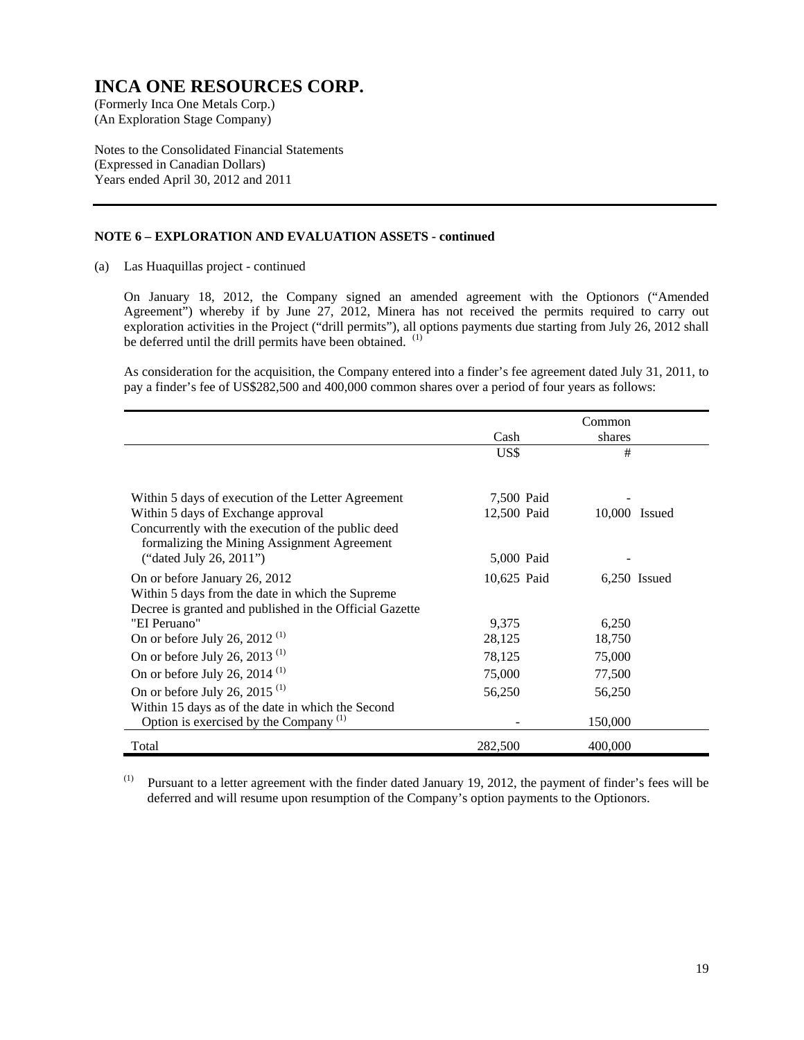# INCA ONE RESOURCES CORP.

(Formerly Inca One Metals Corp.)
(An Exploration Stage Company)

Notes to the Consolidated Financial Statements
(Expressed in Canadian Dollars)
Years ended April 30, 2012 and 2011

**NOTE 6 – EXPLORATION AND EVALUATION ASSETS - continued**

(a) Las Huaquillas project - continued

On January 18, 2012, the Company signed an amended agreement with the Optionors ("Amended Agreement") whereby if by June 27, 2012, Minera has not received the permits required to carry out exploration activities in the Project ("drill permits"), all options payments due starting from July 26, 2012 shall be deferred until the drill permits have been obtained. [(1)]

As consideration for the acquisition, the Company entered into a finder's fee agreement dated July 31, 2011, to pay a finder's fee of US$282,500 and 400,000 common shares over a period of four years as follows:

| | Cash | | Common shares | |
|---|---|---|---|---|
| | US$ | | # | |
| Within 5 days of execution of the Letter Agreement | 7,500 | Paid | - | |
| Within 5 days of Exchange approval | 12,500 | Paid | 10,000 | Issued |
| Concurrently with the execution of the public deed formalizing the Mining Assignment Agreement ("dated July 26, 2011") | 5,000 | Paid | - | |
| On or before January 26, 2012 | 10,625 | Paid | 6,250 | Issued |
| Within 5 days from the date in which the Supreme Decree is granted and published in the Official Gazette "EI Peruano" | 9,375 | | 6,250 | |
| On or before July 26, 2012 [(1)] | 28,125 | | 18,750 | |
| On or before July 26, 2013 [(1)] | 78,125 | | 75,000 | |
| On or before July 26, 2014 [(1)] | 75,000 | | 77,500 | |
| On or before July 26, 2015 [(1)] | 56,250 | | 56,250 | |
| Within 15 days as of the date in which the Second Option is exercised by the Company [(1)] | - | | 150,000 | |
| Total | 282,500 | | 400,000 | |

[(1)] Pursuant to a letter agreement with the finder dated January 19, 2012, the payment of finder's fees will be deferred and will resume upon resumption of the Company's option payments to the Optionors.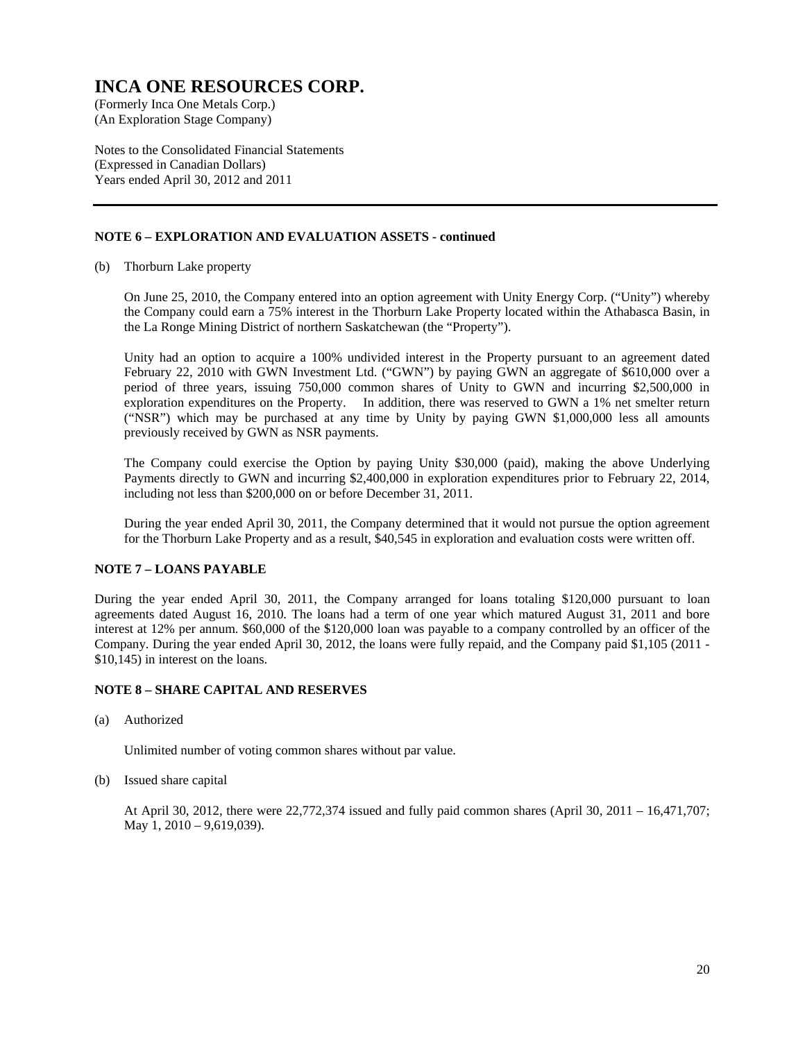# INCA ONE RESOURCES CORP.

(Formerly Inca One Metals Corp.)
(An Exploration Stage Company)

Notes to the Consolidated Financial Statements
(Expressed in Canadian Dollars)
Years ended April 30, 2012 and 2011

---

**NOTE 6 – EXPLORATION AND EVALUATION ASSETS - continued**

(b) Thorburn Lake property

On June 25, 2010, the Company entered into an option agreement with Unity Energy Corp. ("Unity") whereby the Company could earn a 75% interest in the Thorburn Lake Property located within the Athabasca Basin, in the La Ronge Mining District of northern Saskatchewan (the "Property").

Unity had an option to acquire a 100% undivided interest in the Property pursuant to an agreement dated February 22, 2010 with GWN Investment Ltd. ("GWN") by paying GWN an aggregate of $610,000 over a period of three years, issuing 750,000 common shares of Unity to GWN and incurring $2,500,000 in exploration expenditures on the Property. In addition, there was reserved to GWN a 1% net smelter return ("NSR") which may be purchased at any time by Unity by paying GWN $1,000,000 less all amounts previously received by GWN as NSR payments.

The Company could exercise the Option by paying Unity $30,000 (paid), making the above Underlying Payments directly to GWN and incurring $2,400,000 in exploration expenditures prior to February 22, 2014, including not less than $200,000 on or before December 31, 2011.

During the year ended April 30, 2011, the Company determined that it would not pursue the option agreement for the Thorburn Lake Property and as a result, $40,545 in exploration and evaluation costs were written off.

**NOTE 7 – LOANS PAYABLE**

During the year ended April 30, 2011, the Company arranged for loans totaling $120,000 pursuant to loan agreements dated August 16, 2010. The loans had a term of one year which matured August 31, 2011 and bore interest at 12% per annum. $60,000 of the $120,000 loan was payable to a company controlled by an officer of the Company. During the year ended April 30, 2012, the loans were fully repaid, and the Company paid $1,105 (2011 - $10,145) in interest on the loans.

**NOTE 8 – SHARE CAPITAL AND RESERVES**

(a) Authorized

Unlimited number of voting common shares without par value.

(b) Issued share capital

At April 30, 2012, there were 22,772,374 issued and fully paid common shares (April 30, 2011 – 16,471,707; May 1, 2010 – 9,619,039).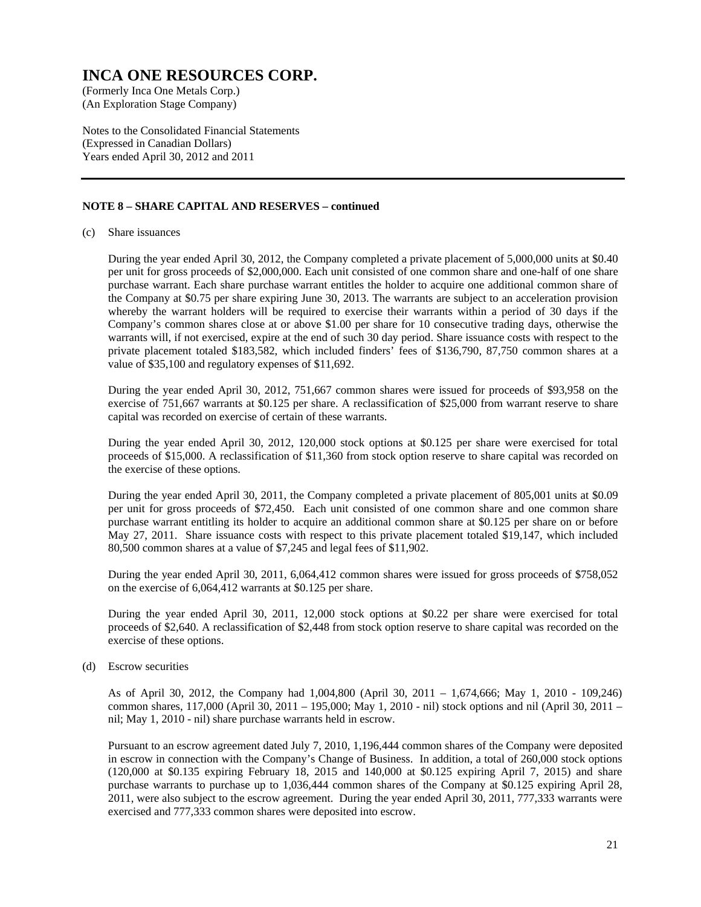# INCA ONE RESOURCES CORP.

(Formerly Inca One Metals Corp.)
(An Exploration Stage Company)

Notes to the Consolidated Financial Statements
(Expressed in Canadian Dollars)
Years ended April 30, 2012 and 2011

---

**NOTE 8 – SHARE CAPITAL AND RESERVES – continued**

(c) Share issuances

During the year ended April 30, 2012, the Company completed a private placement of 5,000,000 units at $0.40 per unit for gross proceeds of $2,000,000. Each unit consisted of one common share and one-half of one share purchase warrant. Each share purchase warrant entitles the holder to acquire one additional common share of the Company at $0.75 per share expiring June 30, 2013. The warrants are subject to an acceleration provision whereby the warrant holders will be required to exercise their warrants within a period of 30 days if the Company's common shares close at or above $1.00 per share for 10 consecutive trading days, otherwise the warrants will, if not exercised, expire at the end of such 30 day period. Share issuance costs with respect to the private placement totaled $183,582, which included finders' fees of $136,790, 87,750 common shares at a value of $35,100 and regulatory expenses of $11,692.

During the year ended April 30, 2012, 751,667 common shares were issued for proceeds of $93,958 on the exercise of 751,667 warrants at $0.125 per share. A reclassification of $25,000 from warrant reserve to share capital was recorded on exercise of certain of these warrants.

During the year ended April 30, 2012, 120,000 stock options at $0.125 per share were exercised for total proceeds of $15,000. A reclassification of $11,360 from stock option reserve to share capital was recorded on the exercise of these options.

During the year ended April 30, 2011, the Company completed a private placement of 805,001 units at $0.09 per unit for gross proceeds of $72,450. Each unit consisted of one common share and one common share purchase warrant entitling its holder to acquire an additional common share at $0.125 per share on or before May 27, 2011. Share issuance costs with respect to this private placement totaled $19,147, which included 80,500 common shares at a value of $7,245 and legal fees of $11,902.

During the year ended April 30, 2011, 6,064,412 common shares were issued for gross proceeds of $758,052 on the exercise of 6,064,412 warrants at $0.125 per share.

During the year ended April 30, 2011, 12,000 stock options at $0.22 per share were exercised for total proceeds of $2,640. A reclassification of $2,448 from stock option reserve to share capital was recorded on the exercise of these options.

(d) Escrow securities

As of April 30, 2012, the Company had 1,004,800 (April 30, 2011 – 1,674,666; May 1, 2010 - 109,246) common shares, 117,000 (April 30, 2011 – 195,000; May 1, 2010 - nil) stock options and nil (April 30, 2011 – nil; May 1, 2010 - nil) share purchase warrants held in escrow.

Pursuant to an escrow agreement dated July 7, 2010, 1,196,444 common shares of the Company were deposited in escrow in connection with the Company's Change of Business. In addition, a total of 260,000 stock options (120,000 at $0.135 expiring February 18, 2015 and 140,000 at $0.125 expiring April 7, 2015) and share purchase warrants to purchase up to 1,036,444 common shares of the Company at $0.125 expiring April 28, 2011, were also subject to the escrow agreement. During the year ended April 30, 2011, 777,333 warrants were exercised and 777,333 common shares were deposited into escrow.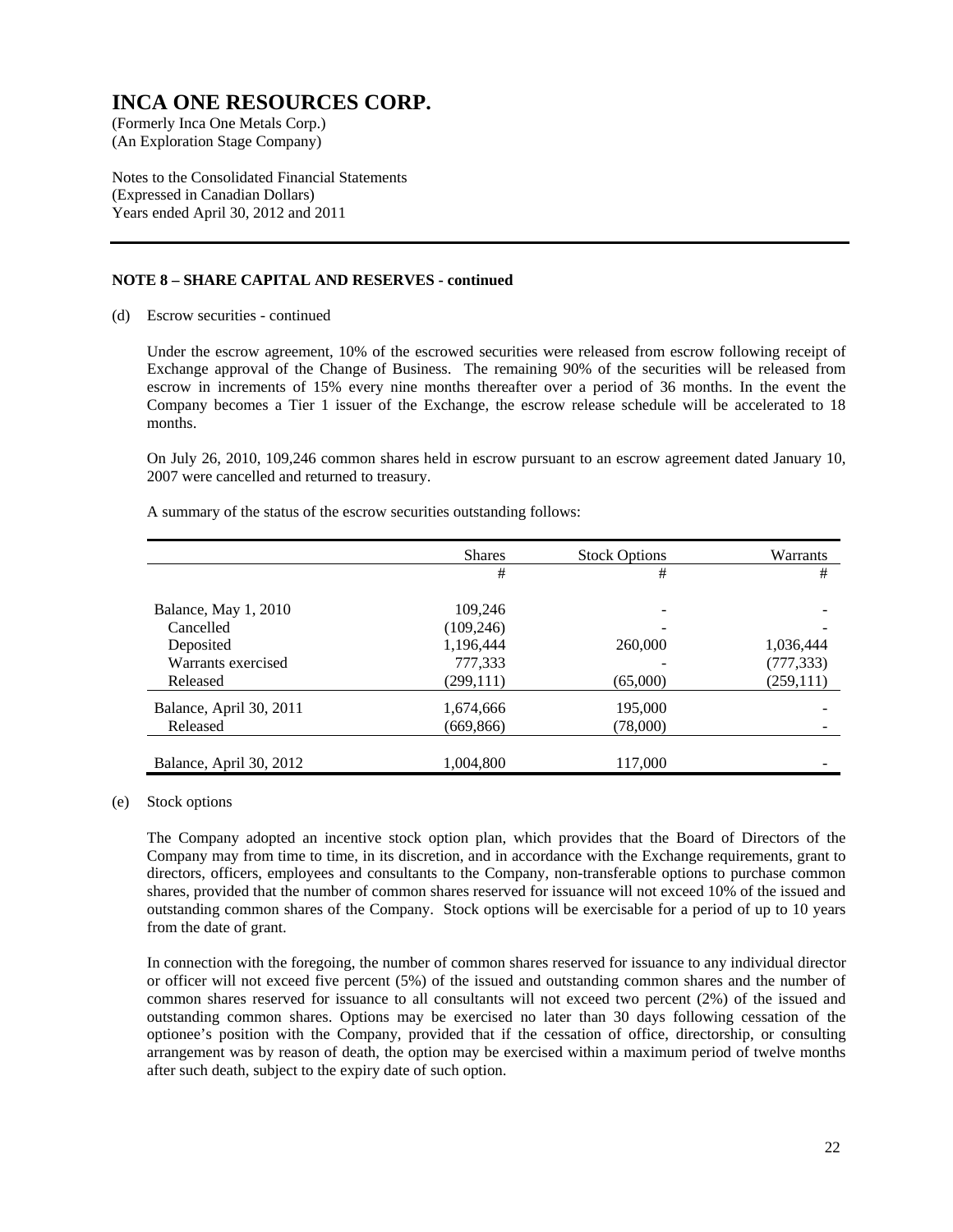# INCA ONE RESOURCES CORP.

(Formerly Inca One Metals Corp.)
(An Exploration Stage Company)

Notes to the Consolidated Financial Statements
(Expressed in Canadian Dollars)
Years ended April 30, 2012 and 2011

## NOTE 8 – SHARE CAPITAL AND RESERVES - continued

(d) Escrow securities - continued

Under the escrow agreement, 10% of the escrowed securities were released from escrow following receipt of Exchange approval of the Change of Business. The remaining 90% of the securities will be released from escrow in increments of 15% every nine months thereafter over a period of 36 months. In the event the Company becomes a Tier 1 issuer of the Exchange, the escrow release schedule will be accelerated to 18 months.

On July 26, 2010, 109,246 common shares held in escrow pursuant to an escrow agreement dated January 10, 2007 were cancelled and returned to treasury.

A summary of the status of the escrow securities outstanding follows:

| | Shares | Stock Options | Warrants |
|---|---|---|---|
| | # | # | # |
| Balance, May 1, 2010 | 109,246 | - | - |
| Cancelled | (109,246) | - | - |
| Deposited | 1,196,444 | 260,000 | 1,036,444 |
| Warrants exercised | 777,333 | - | (777,333) |
| Released | (299,111) | (65,000) | (259,111) |
| Balance, April 30, 2011 | 1,674,666 | 195,000 | - |
| Released | (669,866) | (78,000) | - |
| Balance, April 30, 2012 | 1,004,800 | 117,000 | - |

(e) Stock options

The Company adopted an incentive stock option plan, which provides that the Board of Directors of the Company may from time to time, in its discretion, and in accordance with the Exchange requirements, grant to directors, officers, employees and consultants to the Company, non-transferable options to purchase common shares, provided that the number of common shares reserved for issuance will not exceed 10% of the issued and outstanding common shares of the Company. Stock options will be exercisable for a period of up to 10 years from the date of grant.

In connection with the foregoing, the number of common shares reserved for issuance to any individual director or officer will not exceed five percent (5%) of the issued and outstanding common shares and the number of common shares reserved for issuance to all consultants will not exceed two percent (2%) of the issued and outstanding common shares. Options may be exercised no later than 30 days following cessation of the optionee's position with the Company, provided that if the cessation of office, directorship, or consulting arrangement was by reason of death, the option may be exercised within a maximum period of twelve months after such death, subject to the expiry date of such option.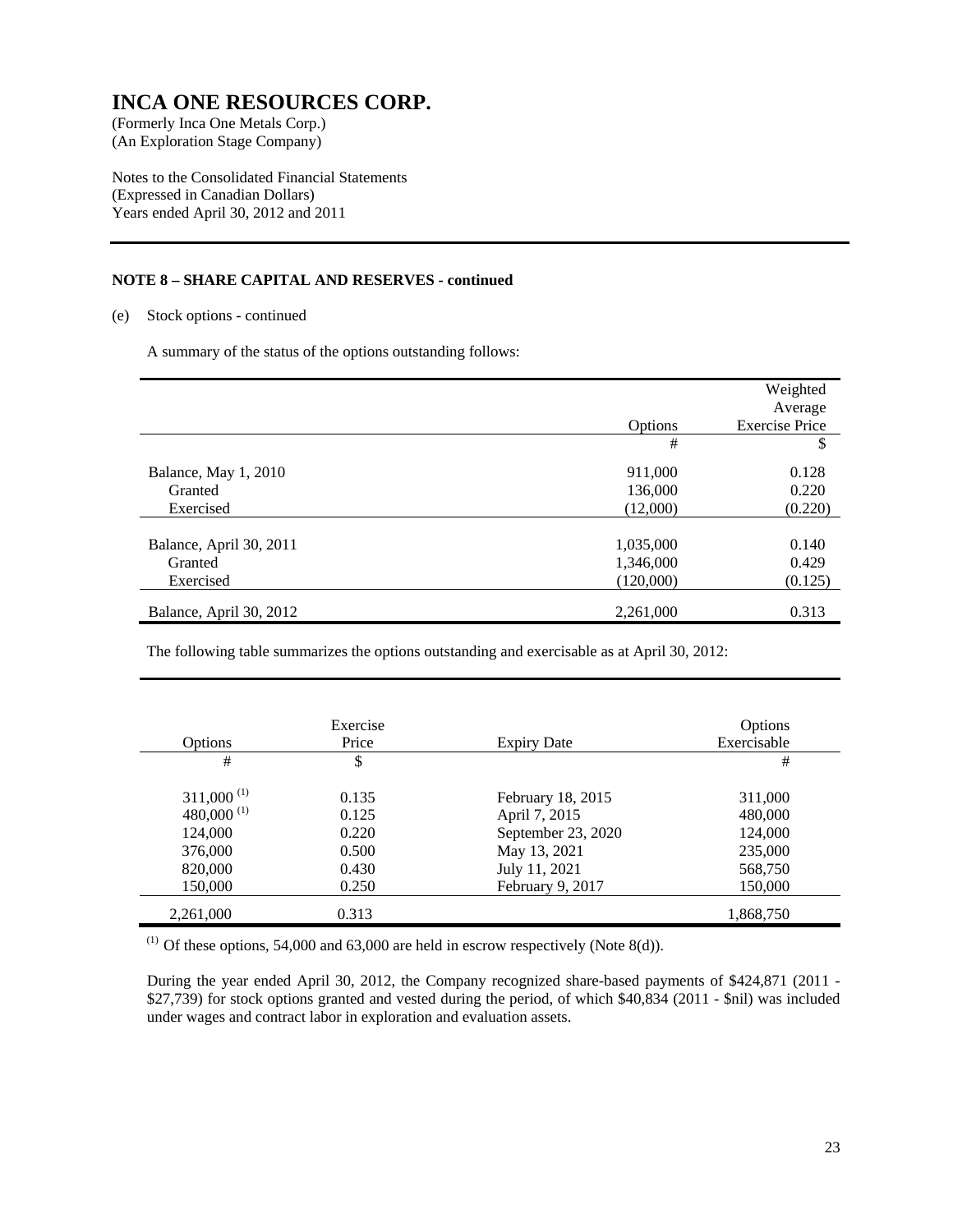# INCA ONE RESOURCES CORP.

(Formerly Inca One Metals Corp.)
(An Exploration Stage Company)

Notes to the Consolidated Financial Statements
(Expressed in Canadian Dollars)
Years ended April 30, 2012 and 2011

**NOTE 8 – SHARE CAPITAL AND RESERVES - continued**

(e) Stock options - continued

A summary of the status of the options outstanding follows:

| | Options | Weighted Average Exercise Price |
|---|---|---|
| | # | $ |
| Balance, May 1, 2010 | 911,000 | 0.128 |
| Granted | 136,000 | 0.220 |
| Exercised | (12,000) | (0.220) |
| Balance, April 30, 2011 | 1,035,000 | 0.140 |
| Granted | 1,346,000 | 0.429 |
| Exercised | (120,000) | (0.125) |
| Balance, April 30, 2012 | 2,261,000 | 0.313 |

The following table summarizes the options outstanding and exercisable as at April 30, 2012:

| Options | Exercise Price | Expiry Date | Options Exercisable |
|---|---|---|---|
| # | $ | | # |
| 311,000 [1] | 0.135 | February 18, 2015 | 311,000 |
| 480,000 [1] | 0.125 | April 7, 2015 | 480,000 |
| 124,000 | 0.220 | September 23, 2020 | 124,000 |
| 376,000 | 0.500 | May 13, 2021 | 235,000 |
| 820,000 | 0.430 | July 11, 2021 | 568,750 |
| 150,000 | 0.250 | February 9, 2017 | 150,000 |
| 2,261,000 | 0.313 | | 1,868,750 |

[1] Of these options, 54,000 and 63,000 are held in escrow respectively (Note 8(d)).

During the year ended April 30, 2012, the Company recognized share-based payments of $424,871 (2011 - $27,739) for stock options granted and vested during the period, of which $40,834 (2011 - $nil) was included under wages and contract labor in exploration and evaluation assets.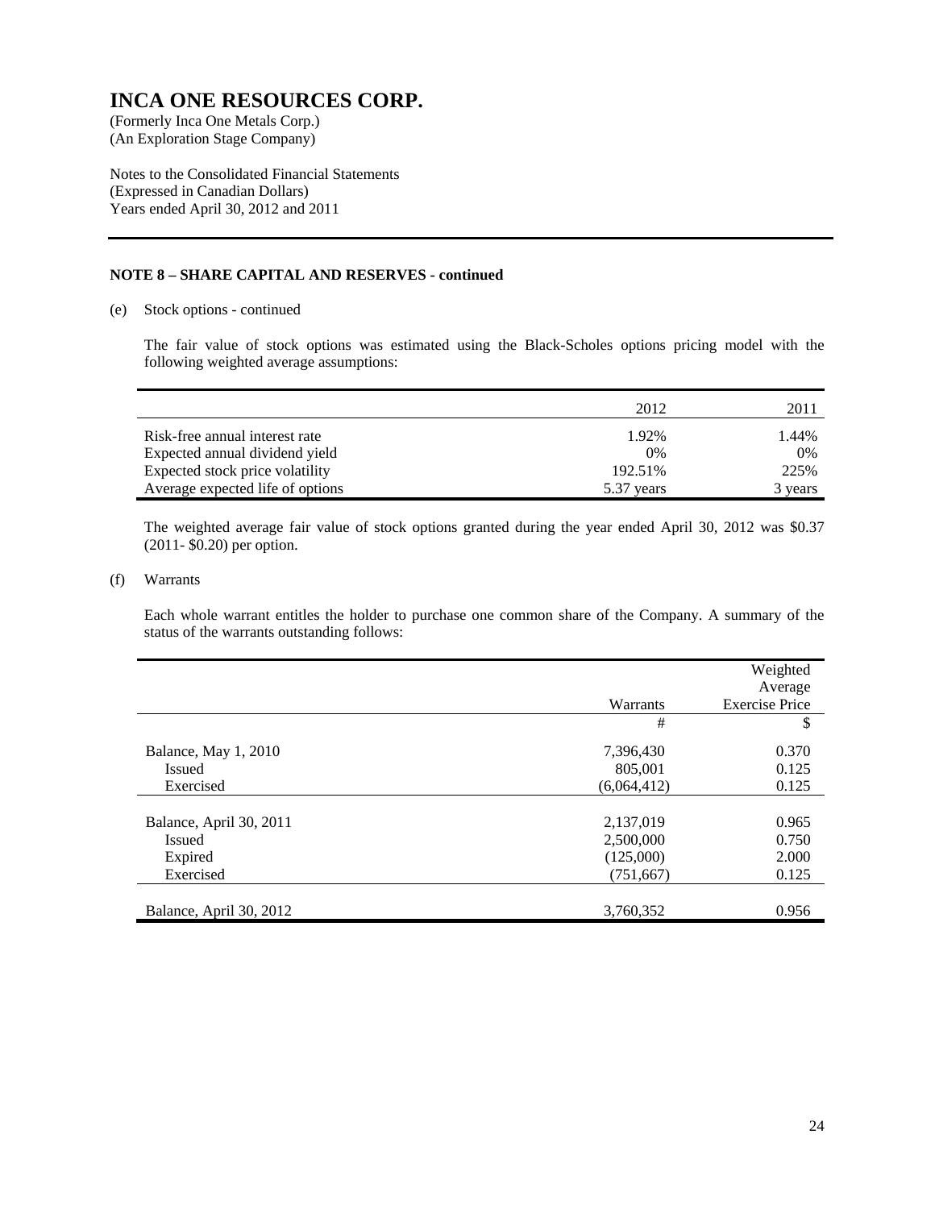# INCA ONE RESOURCES CORP.

(Formerly Inca One Metals Corp.)
(An Exploration Stage Company)

Notes to the Consolidated Financial Statements
(Expressed in Canadian Dollars)
Years ended April 30, 2012 and 2011

### NOTE 8 – SHARE CAPITAL AND RESERVES - continued

(e) Stock options - continued

The fair value of stock options was estimated using the Black-Scholes options pricing model with the following weighted average assumptions:

| | 2012 | 2011 |
|---|---|---|
| Risk-free annual interest rate | 1.92% | 1.44% |
| Expected annual dividend yield | 0% | 0% |
| Expected stock price volatility | 192.51% | 225% |
| Average expected life of options | 5.37 years | 3 years |

The weighted average fair value of stock options granted during the year ended April 30, 2012 was $0.37 (2011- $0.20) per option.

(f) Warrants

Each whole warrant entitles the holder to purchase one common share of the Company. A summary of the status of the warrants outstanding follows:

| | Warrants | Weighted Average Exercise Price |
|---|---|---|
| | # | $ |
| Balance, May 1, 2010 | 7,396,430 | 0.370 |
| Issued | 805,001 | 0.125 |
| Exercised | (6,064,412) | 0.125 |
| Balance, April 30, 2011 | 2,137,019 | 0.965 |
| Issued | 2,500,000 | 0.750 |
| Expired | (125,000) | 2.000 |
| Exercised | (751,667) | 0.125 |
| Balance, April 30, 2012 | 3,760,352 | 0.956 |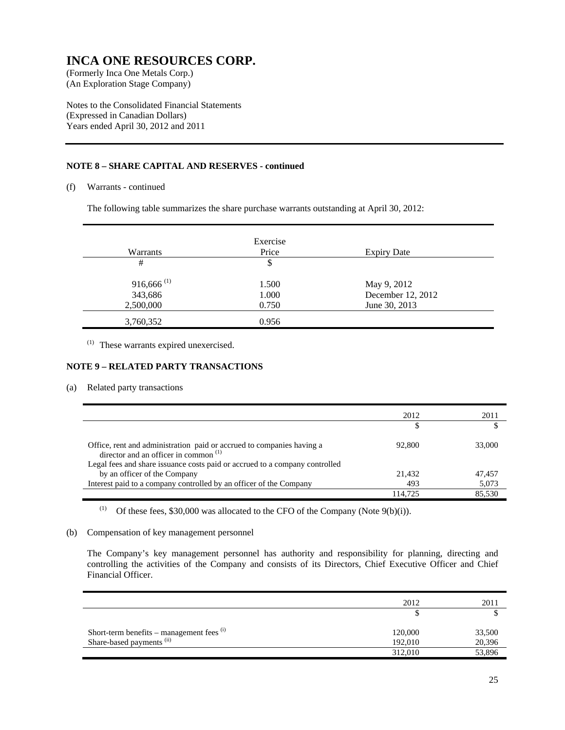# INCA ONE RESOURCES CORP.

(Formerly Inca One Metals Corp.)
(An Exploration Stage Company)

Notes to the Consolidated Financial Statements
(Expressed in Canadian Dollars)
Years ended April 30, 2012 and 2011

**NOTE 8 – SHARE CAPITAL AND RESERVES - continued**

(f) Warrants - continued

The following table summarizes the share purchase warrants outstanding at April 30, 2012:

| Warrants | Exercise Price | Expiry Date |
|---|---|---|
| # | $ | |
| 916,666 [(1)] | 1.500 | May 9, 2012 |
| 343,686 | 1.000 | December 12, 2012 |
| 2,500,000 | 0.750 | June 30, 2013 |
| 3,760,352 | 0.956 | |

[(1)] These warrants expired unexercised.

**NOTE 9 – RELATED PARTY TRANSACTIONS**

(a) Related party transactions

| | 2012 | 2011 |
|---|---|---|
| | $ | $ |
| Office, rent and administration paid or accrued to companies having a director and an officer in common [(1)] | 92,800 | 33,000 |
| Legal fees and share issuance costs paid or accrued to a company controlled by an officer of the Company | 21,432 | 47,457 |
| Interest paid to a company controlled by an officer of the Company | 493 | 5,073 |
| | 114,725 | 85,530 |

[(1)] Of these fees, $30,000 was allocated to the CFO of the Company (Note 9(b)(i)).

(b) Compensation of key management personnel

The Company's key management personnel has authority and responsibility for planning, directing and controlling the activities of the Company and consists of its Directors, Chief Executive Officer and Chief Financial Officer.

| | 2012 | 2011 |
|---|---|---|
| | $ | $ |
| Short-term benefits – management fees [(i)] | 120,000 | 33,500 |
| Share-based payments [(ii)] | 192,010 | 20,396 |
| | 312,010 | 53,896 |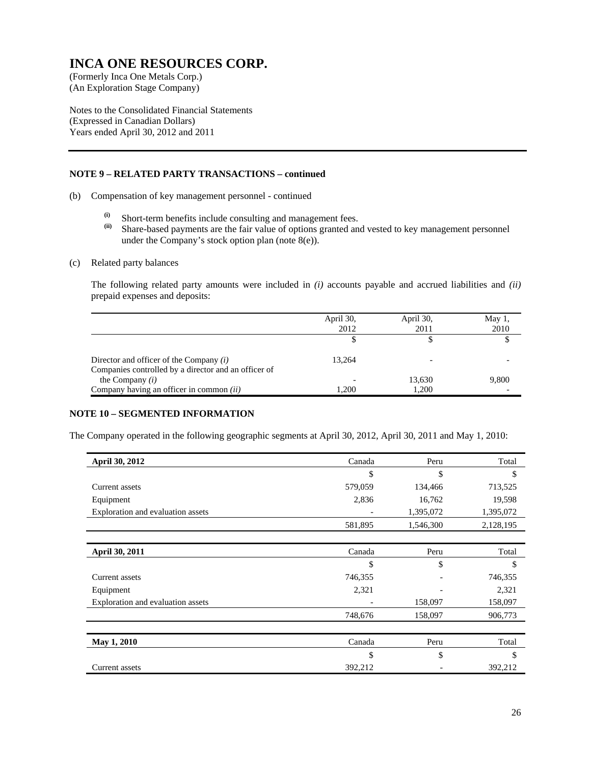# INCA ONE RESOURCES CORP.

(Formerly Inca One Metals Corp.)
(An Exploration Stage Company)

Notes to the Consolidated Financial Statements
(Expressed in Canadian Dollars)
Years ended April 30, 2012 and 2011

## NOTE 9 – RELATED PARTY TRANSACTIONS – continued

(b) Compensation of key management personnel - continued

(i) Short-term benefits include consulting and management fees.
(ii) Share-based payments are the fair value of options granted and vested to key management personnel under the Company's stock option plan (note 8(e)).

(c) Related party balances

The following related party amounts were included in *(i)* accounts payable and accrued liabilities and *(ii)* prepaid expenses and deposits:

| | April 30, 2012 | April 30, 2011 | May 1, 2010 |
|---|---|---|---|
| | $ | $ | $ |
| Director and officer of the Company *(i)* | 13,264 | - | - |
| Companies controlled by a director and an officer of the Company *(i)* | - | 13,630 | 9,800 |
| Company having an officer in common *(ii)* | 1,200 | 1,200 | - |

## NOTE 10 – SEGMENTED INFORMATION

The Company operated in the following geographic segments at April 30, 2012, April 30, 2011 and May 1, 2010:

| **April 30, 2012** | Canada | Peru | Total |
|---|---|---|---|
| | $ | $ | $ |
| Current assets | 579,059 | 134,466 | 713,525 |
| Equipment | 2,836 | 16,762 | 19,598 |
| Exploration and evaluation assets | - | 1,395,072 | 1,395,072 |
| | 581,895 | 1,546,300 | 2,128,195 |

| **April 30, 2011** | Canada | Peru | Total |
|---|---|---|---|
| | $ | $ | $ |
| Current assets | 746,355 | - | 746,355 |
| Equipment | 2,321 | - | 2,321 |
| Exploration and evaluation assets | - | 158,097 | 158,097 |
| | 748,676 | 158,097 | 906,773 |

| **May 1, 2010** | Canada | Peru | Total |
|---|---|---|---|
| | $ | $ | $ |
| Current assets | 392,212 | - | 392,212 |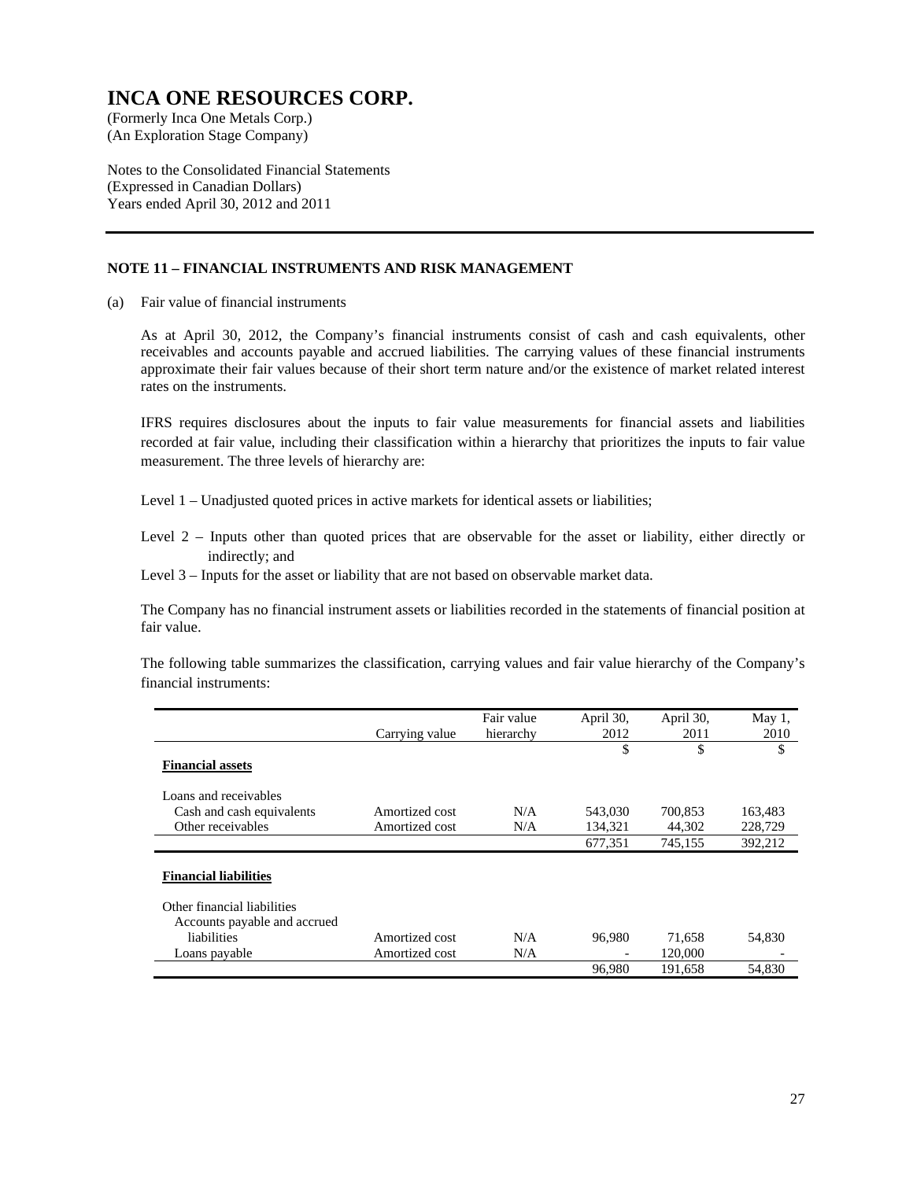# INCA ONE RESOURCES CORP.

(Formerly Inca One Metals Corp.)
(An Exploration Stage Company)

Notes to the Consolidated Financial Statements
(Expressed in Canadian Dollars)
Years ended April 30, 2012 and 2011

## NOTE 11 – FINANCIAL INSTRUMENTS AND RISK MANAGEMENT

(a) Fair value of financial instruments

As at April 30, 2012, the Company's financial instruments consist of cash and cash equivalents, other receivables and accounts payable and accrued liabilities. The carrying values of these financial instruments approximate their fair values because of their short term nature and/or the existence of market related interest rates on the instruments.

IFRS requires disclosures about the inputs to fair value measurements for financial assets and liabilities recorded at fair value, including their classification within a hierarchy that prioritizes the inputs to fair value measurement. The three levels of hierarchy are:

Level 1 – Unadjusted quoted prices in active markets for identical assets or liabilities;

Level 2 – Inputs other than quoted prices that are observable for the asset or liability, either directly or indirectly; and

Level 3 – Inputs for the asset or liability that are not based on observable market data.

The Company has no financial instrument assets or liabilities recorded in the statements of financial position at fair value.

The following table summarizes the classification, carrying values and fair value hierarchy of the Company's financial instruments:

| | Carrying value | Fair value hierarchy | April 30, 2012 | April 30, 2011 | May 1, 2010 |
|---|---|---|---|---|---|
| | | | $ | $ | $ |
| **Financial assets** | | | | | |
| Loans and receivables | | | | | |
| Cash and cash equivalents | Amortized cost | N/A | 543,030 | 700,853 | 163,483 |
| Other receivables | Amortized cost | N/A | 134,321 | 44,302 | 228,729 |
| | | | 677,351 | 745,155 | 392,212 |
| **Financial liabilities** | | | | | |
| Other financial liabilities | | | | | |
| Accounts payable and accrued liabilities | Amortized cost | N/A | 96,980 | 71,658 | 54,830 |
| Loans payable | Amortized cost | N/A | - | 120,000 | - |
| | | | 96,980 | 191,658 | 54,830 |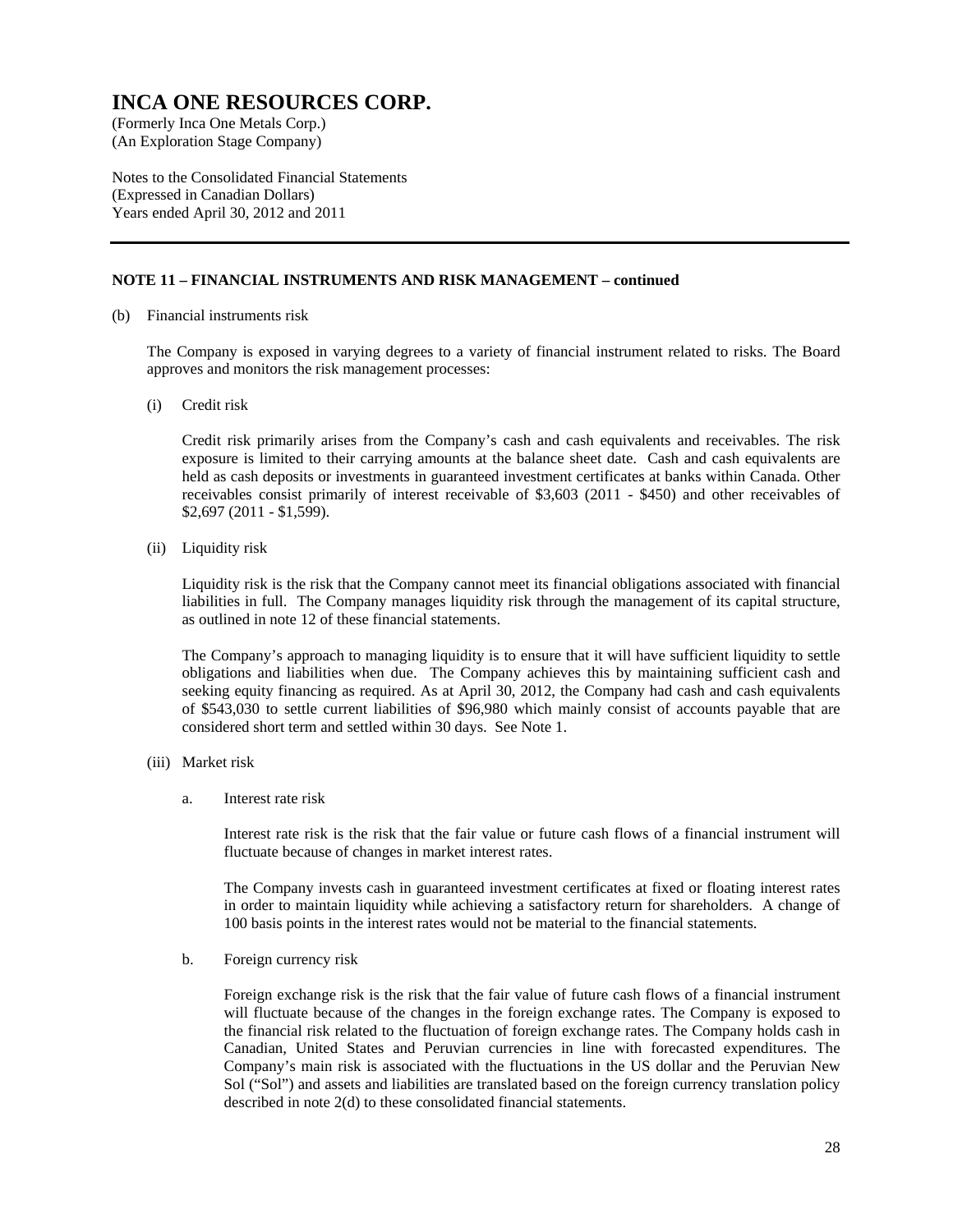# INCA ONE RESOURCES CORP.

(Formerly Inca One Metals Corp.)
(An Exploration Stage Company)

Notes to the Consolidated Financial Statements
(Expressed in Canadian Dollars)
Years ended April 30, 2012 and 2011

---

**NOTE 11 – FINANCIAL INSTRUMENTS AND RISK MANAGEMENT – continued**

(b) Financial instruments risk

The Company is exposed in varying degrees to a variety of financial instrument related to risks. The Board approves and monitors the risk management processes:

(i) Credit risk

Credit risk primarily arises from the Company's cash and cash equivalents and receivables. The risk exposure is limited to their carrying amounts at the balance sheet date. Cash and cash equivalents are held as cash deposits or investments in guaranteed investment certificates at banks within Canada. Other receivables consist primarily of interest receivable of $3,603 (2011 - $450) and other receivables of $2,697 (2011 - $1,599).

(ii) Liquidity risk

Liquidity risk is the risk that the Company cannot meet its financial obligations associated with financial liabilities in full. The Company manages liquidity risk through the management of its capital structure, as outlined in note 12 of these financial statements.

The Company's approach to managing liquidity is to ensure that it will have sufficient liquidity to settle obligations and liabilities when due. The Company achieves this by maintaining sufficient cash and seeking equity financing as required. As at April 30, 2012, the Company had cash and cash equivalents of $543,030 to settle current liabilities of $96,980 which mainly consist of accounts payable that are considered short term and settled within 30 days. See Note 1.

(iii) Market risk

a. Interest rate risk

Interest rate risk is the risk that the fair value or future cash flows of a financial instrument will fluctuate because of changes in market interest rates.

The Company invests cash in guaranteed investment certificates at fixed or floating interest rates in order to maintain liquidity while achieving a satisfactory return for shareholders. A change of 100 basis points in the interest rates would not be material to the financial statements.

b. Foreign currency risk

Foreign exchange risk is the risk that the fair value of future cash flows of a financial instrument will fluctuate because of the changes in the foreign exchange rates. The Company is exposed to the financial risk related to the fluctuation of foreign exchange rates. The Company holds cash in Canadian, United States and Peruvian currencies in line with forecasted expenditures. The Company's main risk is associated with the fluctuations in the US dollar and the Peruvian New Sol ("Sol") and assets and liabilities are translated based on the foreign currency translation policy described in note 2(d) to these consolidated financial statements.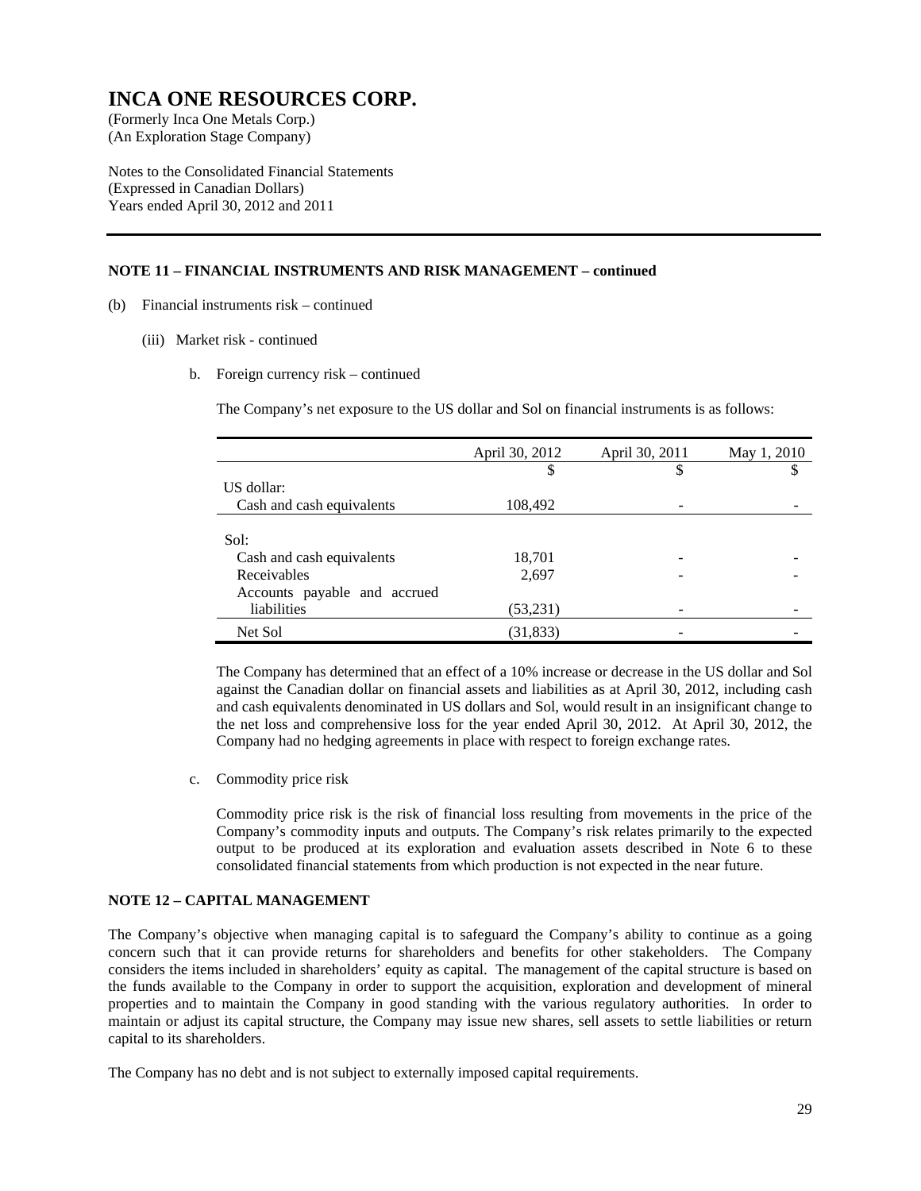# INCA ONE RESOURCES CORP.

(Formerly Inca One Metals Corp.)
(An Exploration Stage Company)

Notes to the Consolidated Financial Statements
(Expressed in Canadian Dollars)
Years ended April 30, 2012 and 2011

**NOTE 11 – FINANCIAL INSTRUMENTS AND RISK MANAGEMENT – continued**

(b) Financial instruments risk – continued

(iii) Market risk - continued

b. Foreign currency risk – continued

The Company's net exposure to the US dollar and Sol on financial instruments is as follows:

| | April 30, 2012 | April 30, 2011 | May 1, 2010 |
|---|---|---|---|
| | $ | $ | $ |
| US dollar: | | | |
| Cash and cash equivalents | 108,492 | - | - |
| Sol: | | | |
| Cash and cash equivalents | 18,701 | - | - |
| Receivables | 2,697 | - | - |
| Accounts payable and accrued liabilities | (53,231) | - | - |
| Net Sol | (31,833) | - | - |

The Company has determined that an effect of a 10% increase or decrease in the US dollar and Sol against the Canadian dollar on financial assets and liabilities as at April 30, 2012, including cash and cash equivalents denominated in US dollars and Sol, would result in an insignificant change to the net loss and comprehensive loss for the year ended April 30, 2012. At April 30, 2012, the Company had no hedging agreements in place with respect to foreign exchange rates.

c. Commodity price risk

Commodity price risk is the risk of financial loss resulting from movements in the price of the Company's commodity inputs and outputs. The Company's risk relates primarily to the expected output to be produced at its exploration and evaluation assets described in Note 6 to these consolidated financial statements from which production is not expected in the near future.

**NOTE 12 – CAPITAL MANAGEMENT**

The Company's objective when managing capital is to safeguard the Company's ability to continue as a going concern such that it can provide returns for shareholders and benefits for other stakeholders. The Company considers the items included in shareholders' equity as capital. The management of the capital structure is based on the funds available to the Company in order to support the acquisition, exploration and development of mineral properties and to maintain the Company in good standing with the various regulatory authorities. In order to maintain or adjust its capital structure, the Company may issue new shares, sell assets to settle liabilities or return capital to its shareholders.

The Company has no debt and is not subject to externally imposed capital requirements.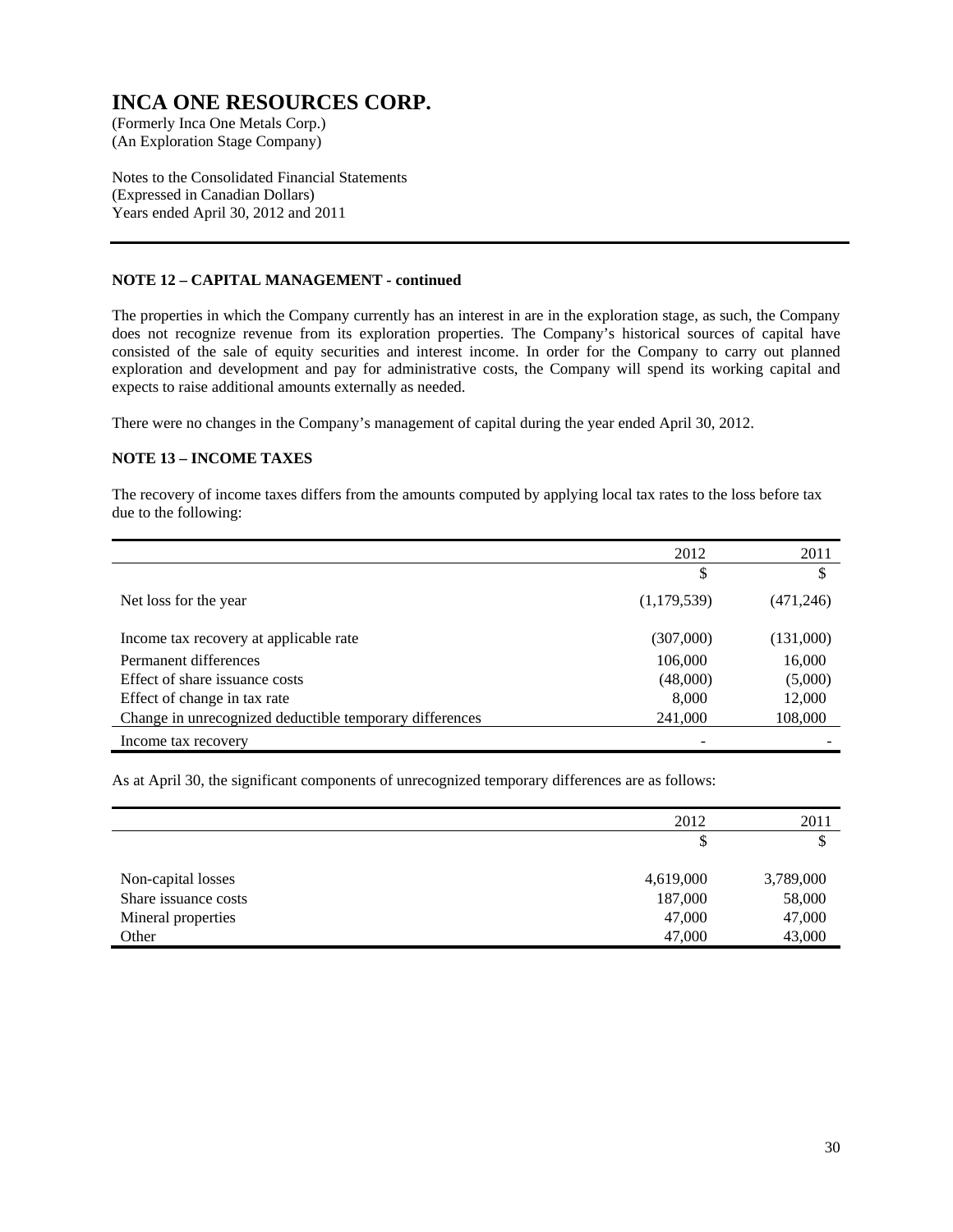# INCA ONE RESOURCES CORP.

(Formerly Inca One Metals Corp.)
(An Exploration Stage Company)

Notes to the Consolidated Financial Statements
(Expressed in Canadian Dollars)
Years ended April 30, 2012 and 2011

**NOTE 12 – CAPITAL MANAGEMENT - continued**

The properties in which the Company currently has an interest in are in the exploration stage, as such, the Company does not recognize revenue from its exploration properties. The Company's historical sources of capital have consisted of the sale of equity securities and interest income. In order for the Company to carry out planned exploration and development and pay for administrative costs, the Company will spend its working capital and expects to raise additional amounts externally as needed.

There were no changes in the Company's management of capital during the year ended April 30, 2012.

**NOTE 13 – INCOME TAXES**

The recovery of income taxes differs from the amounts computed by applying local tax rates to the loss before tax due to the following:

| | 2012 | 2011 |
|---|---|---|
| | $ | $ |
| Net loss for the year | (1,179,539) | (471,246) |
| Income tax recovery at applicable rate | (307,000) | (131,000) |
| Permanent differences | 106,000 | 16,000 |
| Effect of share issuance costs | (48,000) | (5,000) |
| Effect of change in tax rate | 8,000 | 12,000 |
| Change in unrecognized deductible temporary differences | 241,000 | 108,000 |
| Income tax recovery | - | - |

As at April 30, the significant components of unrecognized temporary differences are as follows:

| | 2012 | 2011 |
|---|---|---|
| | $ | $ |
| Non-capital losses | 4,619,000 | 3,789,000 |
| Share issuance costs | 187,000 | 58,000 |
| Mineral properties | 47,000 | 47,000 |
| Other | 47,000 | 43,000 |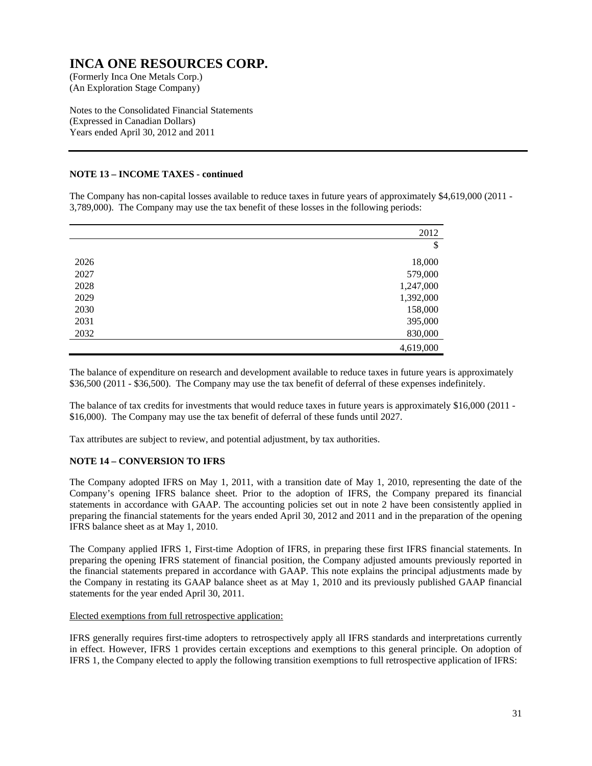# INCA ONE RESOURCES CORP.

(Formerly Inca One Metals Corp.)
(An Exploration Stage Company)

Notes to the Consolidated Financial Statements
(Expressed in Canadian Dollars)
Years ended April 30, 2012 and 2011

**NOTE 13 – INCOME TAXES - continued**

The Company has non-capital losses available to reduce taxes in future years of approximately $4,619,000 (2011 - 3,789,000). The Company may use the tax benefit of these losses in the following periods:

| | 2012 |
|---|---|
| | $ |
| 2026 | 18,000 |
| 2027 | 579,000 |
| 2028 | 1,247,000 |
| 2029 | 1,392,000 |
| 2030 | 158,000 |
| 2031 | 395,000 |
| 2032 | 830,000 |
| | 4,619,000 |

The balance of expenditure on research and development available to reduce taxes in future years is approximately $36,500 (2011 - $36,500). The Company may use the tax benefit of deferral of these expenses indefinitely.

The balance of tax credits for investments that would reduce taxes in future years is approximately $16,000 (2011 - $16,000). The Company may use the tax benefit of deferral of these funds until 2027.

Tax attributes are subject to review, and potential adjustment, by tax authorities.

**NOTE 14 – CONVERSION TO IFRS**

The Company adopted IFRS on May 1, 2011, with a transition date of May 1, 2010, representing the date of the Company's opening IFRS balance sheet. Prior to the adoption of IFRS, the Company prepared its financial statements in accordance with GAAP. The accounting policies set out in note 2 have been consistently applied in preparing the financial statements for the years ended April 30, 2012 and 2011 and in the preparation of the opening IFRS balance sheet as at May 1, 2010.

The Company applied IFRS 1, First-time Adoption of IFRS, in preparing these first IFRS financial statements. In preparing the opening IFRS statement of financial position, the Company adjusted amounts previously reported in the financial statements prepared in accordance with GAAP. This note explains the principal adjustments made by the Company in restating its GAAP balance sheet as at May 1, 2010 and its previously published GAAP financial statements for the year ended April 30, 2011.

Elected exemptions from full retrospective application:

IFRS generally requires first-time adopters to retrospectively apply all IFRS standards and interpretations currently in effect. However, IFRS 1 provides certain exceptions and exemptions to this general principle. On adoption of IFRS 1, the Company elected to apply the following transition exemptions to full retrospective application of IFRS: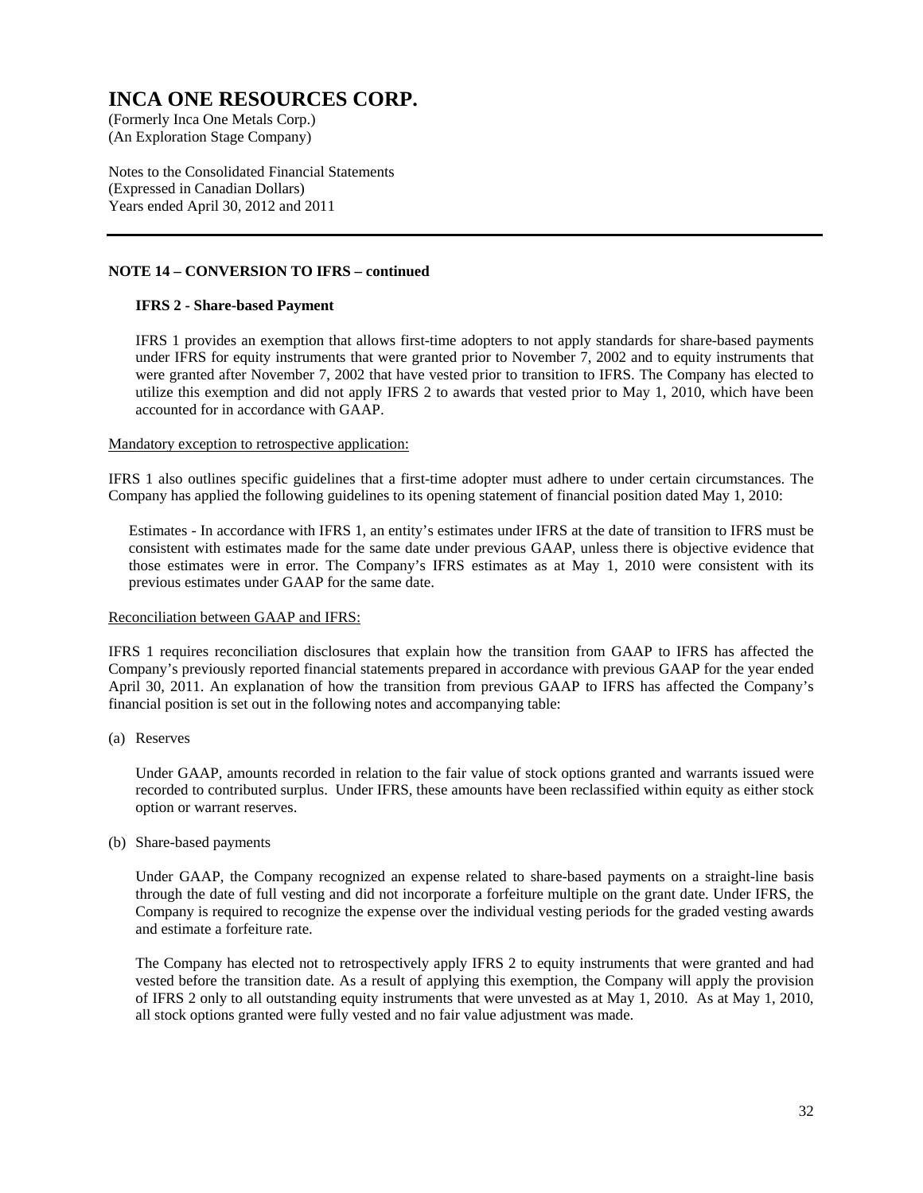# INCA ONE RESOURCES CORP.

(Formerly Inca One Metals Corp.)
(An Exploration Stage Company)

Notes to the Consolidated Financial Statements
(Expressed in Canadian Dollars)
Years ended April 30, 2012 and 2011

**NOTE 14 – CONVERSION TO IFRS – continued**

**IFRS 2 - Share-based Payment**

IFRS 1 provides an exemption that allows first-time adopters to not apply standards for share-based payments under IFRS for equity instruments that were granted prior to November 7, 2002 and to equity instruments that were granted after November 7, 2002 that have vested prior to transition to IFRS. The Company has elected to utilize this exemption and did not apply IFRS 2 to awards that vested prior to May 1, 2010, which have been accounted for in accordance with GAAP.

Mandatory exception to retrospective application:

IFRS 1 also outlines specific guidelines that a first-time adopter must adhere to under certain circumstances. The Company has applied the following guidelines to its opening statement of financial position dated May 1, 2010:

Estimates - In accordance with IFRS 1, an entity's estimates under IFRS at the date of transition to IFRS must be consistent with estimates made for the same date under previous GAAP, unless there is objective evidence that those estimates were in error. The Company's IFRS estimates as at May 1, 2010 were consistent with its previous estimates under GAAP for the same date.

Reconciliation between GAAP and IFRS:

IFRS 1 requires reconciliation disclosures that explain how the transition from GAAP to IFRS has affected the Company's previously reported financial statements prepared in accordance with previous GAAP for the year ended April 30, 2011. An explanation of how the transition from previous GAAP to IFRS has affected the Company's financial position is set out in the following notes and accompanying table:

(a) Reserves

Under GAAP, amounts recorded in relation to the fair value of stock options granted and warrants issued were recorded to contributed surplus. Under IFRS, these amounts have been reclassified within equity as either stock option or warrant reserves.

(b) Share-based payments

Under GAAP, the Company recognized an expense related to share-based payments on a straight-line basis through the date of full vesting and did not incorporate a forfeiture multiple on the grant date. Under IFRS, the Company is required to recognize the expense over the individual vesting periods for the graded vesting awards and estimate a forfeiture rate.

The Company has elected not to retrospectively apply IFRS 2 to equity instruments that were granted and had vested before the transition date. As a result of applying this exemption, the Company will apply the provision of IFRS 2 only to all outstanding equity instruments that were unvested as at May 1, 2010. As at May 1, 2010, all stock options granted were fully vested and no fair value adjustment was made.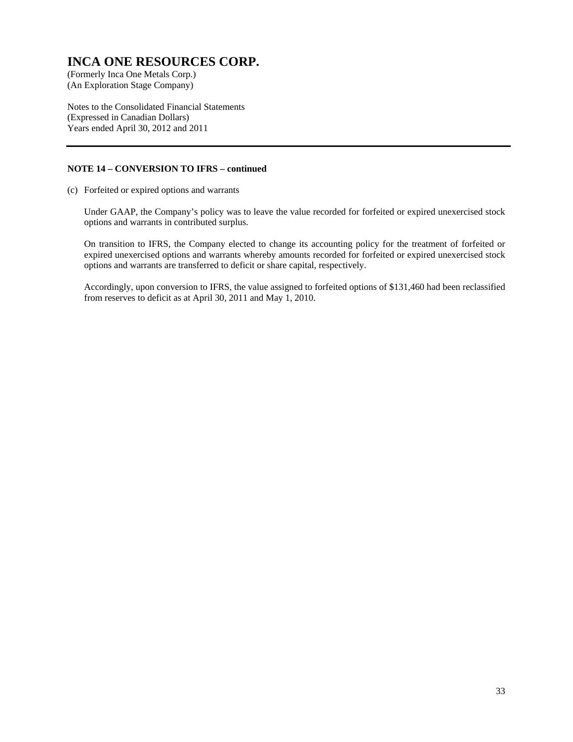# INCA ONE RESOURCES CORP.

(Formerly Inca One Metals Corp.)
(An Exploration Stage Company)

Notes to the Consolidated Financial Statements
(Expressed in Canadian Dollars)
Years ended April 30, 2012 and 2011

---

**NOTE 14 – CONVERSION TO IFRS – continued**

(c) Forfeited or expired options and warrants

Under GAAP, the Company's policy was to leave the value recorded for forfeited or expired unexercised stock options and warrants in contributed surplus.

On transition to IFRS, the Company elected to change its accounting policy for the treatment of forfeited or expired unexercised options and warrants whereby amounts recorded for forfeited or expired unexercised stock options and warrants are transferred to deficit or share capital, respectively.

Accordingly, upon conversion to IFRS, the value assigned to forfeited options of $131,460 had been reclassified from reserves to deficit as at April 30, 2011 and May 1, 2010.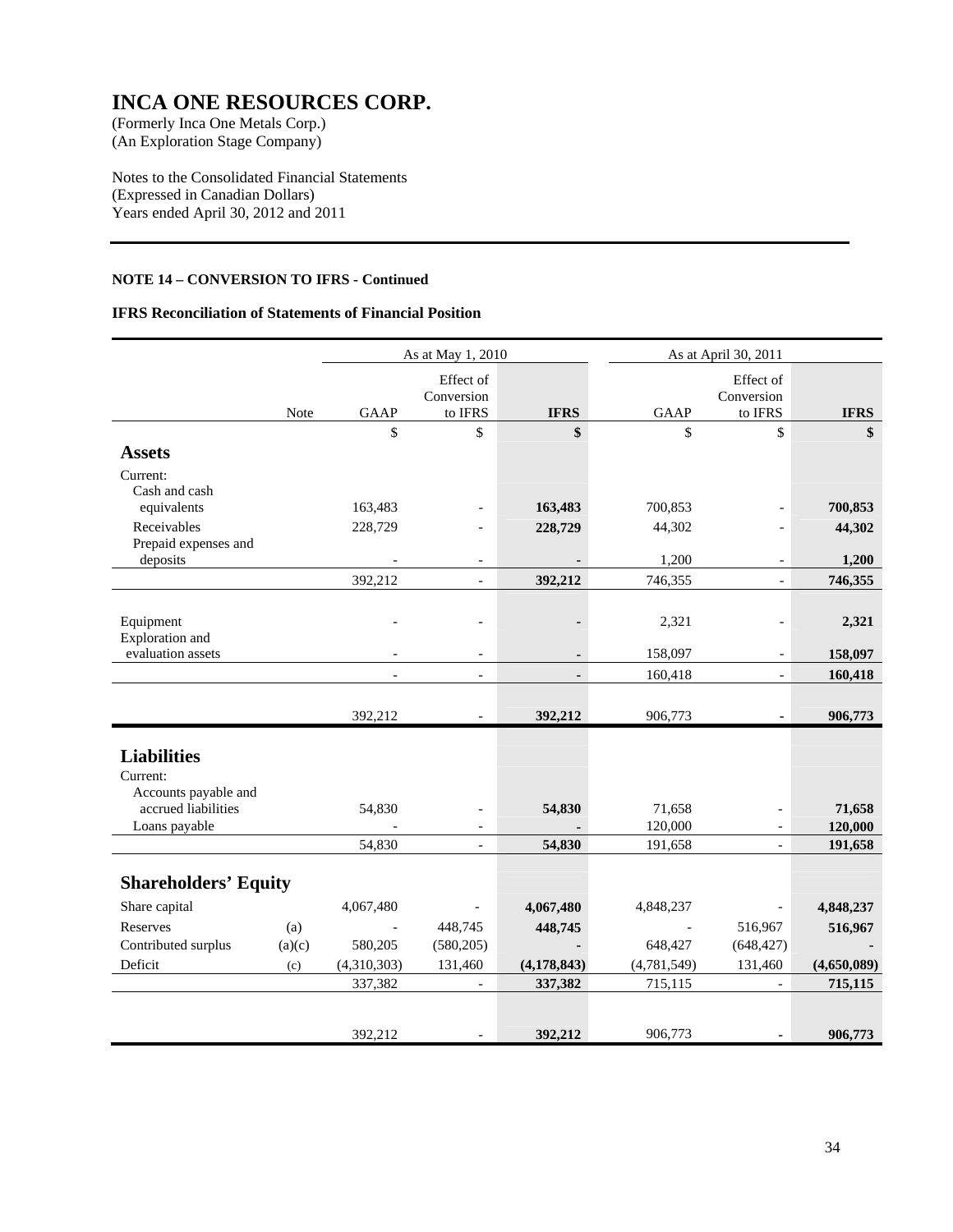# INCA ONE RESOURCES CORP.

(Formerly Inca One Metals Corp.)
(An Exploration Stage Company)

Notes to the Consolidated Financial Statements
(Expressed in Canadian Dollars)
Years ended April 30, 2012 and 2011

**NOTE 14 – CONVERSION TO IFRS - Continued**

**IFRS Reconciliation of Statements of Financial Position**

| | | As at May 1, 2010 | | | As at April 30, 2011 | | |
|---|---|---|---|---|---|---|---|
| | Note | GAAP | Effect of Conversion to IFRS | **IFRS** | GAAP | Effect of Conversion to IFRS | **IFRS** |
| | | $ | $ | **$** | $ | $ | **$** |
| **Assets** | | | | | | | |
| Current: | | | | | | | |
| Cash and cash equivalents | | 163,483 | - | **163,483** | 700,853 | - | **700,853** |
| Receivables | | 228,729 | - | **228,729** | 44,302 | - | **44,302** |
| Prepaid expenses and deposits | | - | - | **-** | 1,200 | - | **1,200** |
| | | 392,212 | - | **392,212** | 746,355 | - | **746,355** |
| Equipment | | - | - | **-** | 2,321 | - | **2,321** |
| Exploration and evaluation assets | | - | - | **-** | 158,097 | - | **158,097** |
| | | - | - | **-** | 160,418 | - | **160,418** |
| | | 392,212 | - | **392,212** | 906,773 | **-** | **906,773** |
| **Liabilities** | | | | | | | |
| Current: | | | | | | | |
| Accounts payable and accrued liabilities | | 54,830 | - | **54,830** | 71,658 | - | **71,658** |
| Loans payable | | - | - | **-** | 120,000 | - | **120,000** |
| | | 54,830 | - | **54,830** | 191,658 | - | **191,658** |
| **Shareholders' Equity** | | | | | | | |
| Share capital | | 4,067,480 | - | **4,067,480** | 4,848,237 | - | **4,848,237** |
| Reserves | (a) | - | 448,745 | **448,745** | - | 516,967 | **516,967** |
| Contributed surplus | (a)(c) | 580,205 | (580,205) | **-** | 648,427 | (648,427) | **-** |
| Deficit | (c) | (4,310,303) | 131,460 | **(4,178,843)** | (4,781,549) | 131,460 | **(4,650,089)** |
| | | 337,382 | - | **337,382** | 715,115 | - | **715,115** |
| | | 392,212 | - | **392,212** | 906,773 | **-** | **906,773** |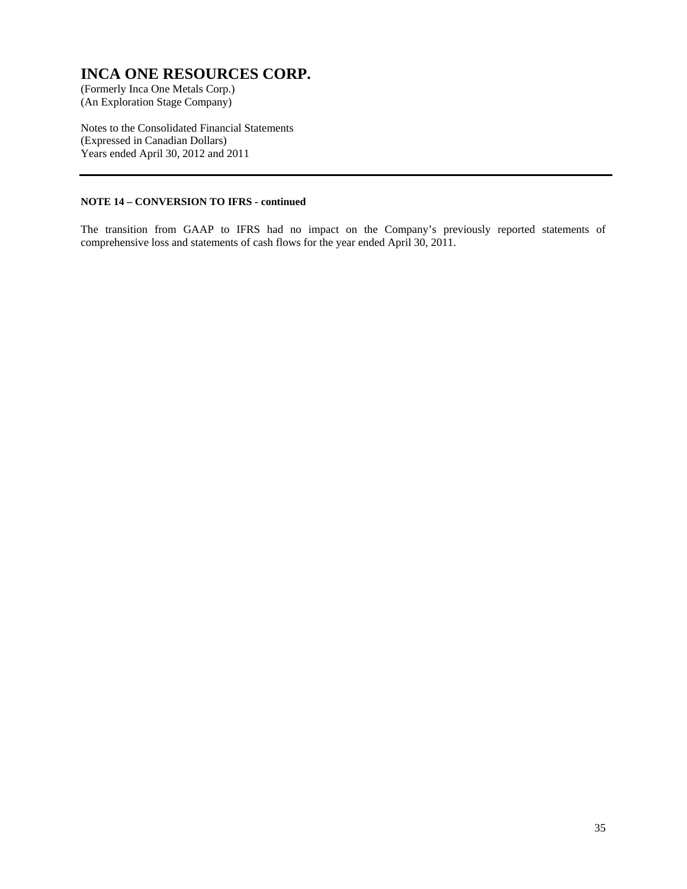**NOTE 14 – CONVERSION TO IFRS - continued**

The transition from GAAP to IFRS had no impact on the Company's previously reported statements of comprehensive loss and statements of cash flows for the year ended April 30, 2011.